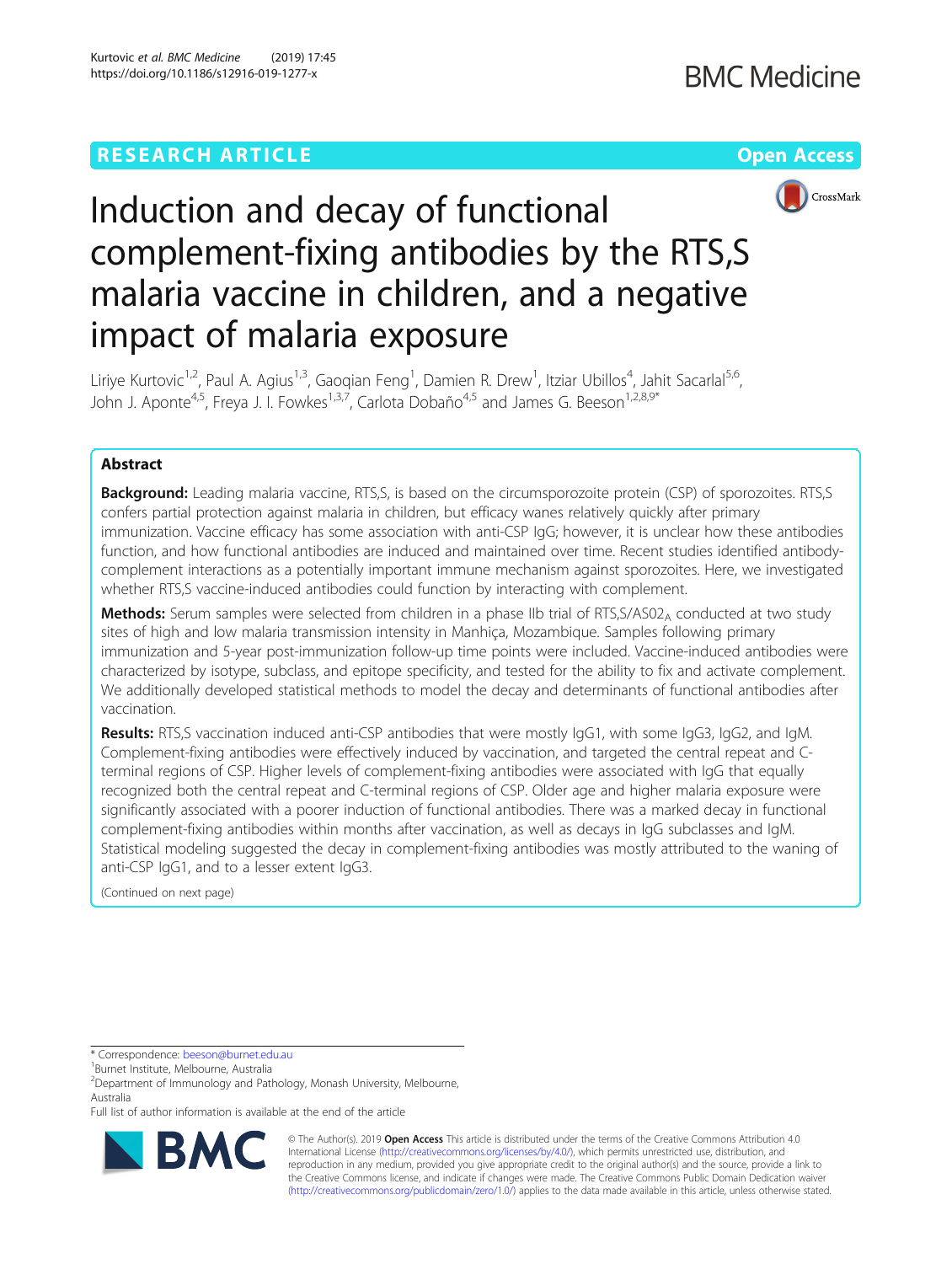# Induction and decay of functional complement-fixing antibodies by the RTS,S malaria vaccine in children, and a negative impact of malaria exposure

Liriye Kurtovic[1,2], Paul A. Agius[1,3], Gaoqian Feng[1], Damien R. Drew[1], Itziar Ubillos[4], Jahit Sacarlal[5,6], John J. Aponte[4,5], Freya J. I. Fowkes[1,3,7], Carlota Dobaño[4,5] and James G. Beeson[1,2,8,9*]

## Abstract

**Background:** Leading malaria vaccine, RTS,S, is based on the circumsporozoite protein (CSP) of sporozoites. RTS,S confers partial protection against malaria in children, but efficacy wanes relatively quickly after primary immunization. Vaccine efficacy has some association with anti-CSP IgG; however, it is unclear how these antibodies function, and how functional antibodies are induced and maintained over time. Recent studies identified antibody-complement interactions as a potentially important immune mechanism against sporozoites. Here, we investigated whether RTS,S vaccine-induced antibodies could function by interacting with complement.

**Methods:** Serum samples were selected from children in a phase IIb trial of RTS,S/AS02$_A$ conducted at two study sites of high and low malaria transmission intensity in Manhiça, Mozambique. Samples following primary immunization and 5-year post-immunization follow-up time points were included. Vaccine-induced antibodies were characterized by isotype, subclass, and epitope specificity, and tested for the ability to fix and activate complement. We additionally developed statistical methods to model the decay and determinants of functional antibodies after vaccination.

**Results:** RTS,S vaccination induced anti-CSP antibodies that were mostly IgG1, with some IgG3, IgG2, and IgM. Complement-fixing antibodies were effectively induced by vaccination, and targeted the central repeat and C-terminal regions of CSP. Higher levels of complement-fixing antibodies were associated with IgG that equally recognized both the central repeat and C-terminal regions of CSP. Older age and higher malaria exposure were significantly associated with a poorer induction of functional antibodies. There was a marked decay in functional complement-fixing antibodies within months after vaccination, as well as decays in IgG subclasses and IgM. Statistical modeling suggested the decay in complement-fixing antibodies was mostly attributed to the waning of anti-CSP IgG1, and to a lesser extent IgG3.

(Continued on next page)

\* Correspondence: beeson@burnet.edu.au
[1]Burnet Institute, Melbourne, Australia
[2]Department of Immunology and Pathology, Monash University, Melbourne, Australia
Full list of author information is available at the end of the article

© The Author(s). 2019 **Open Access** This article is distributed under the terms of the Creative Commons Attribution 4.0 International License (http://creativecommons.org/licenses/by/4.0/), which permits unrestricted use, distribution, and reproduction in any medium, provided you give appropriate credit to the original author(s) and the source, provide a link to the Creative Commons license, and indicate if changes were made. The Creative Commons Public Domain Dedication waiver (http://creativecommons.org/publicdomain/zero/1.0/) applies to the data made available in this article, unless otherwise stated.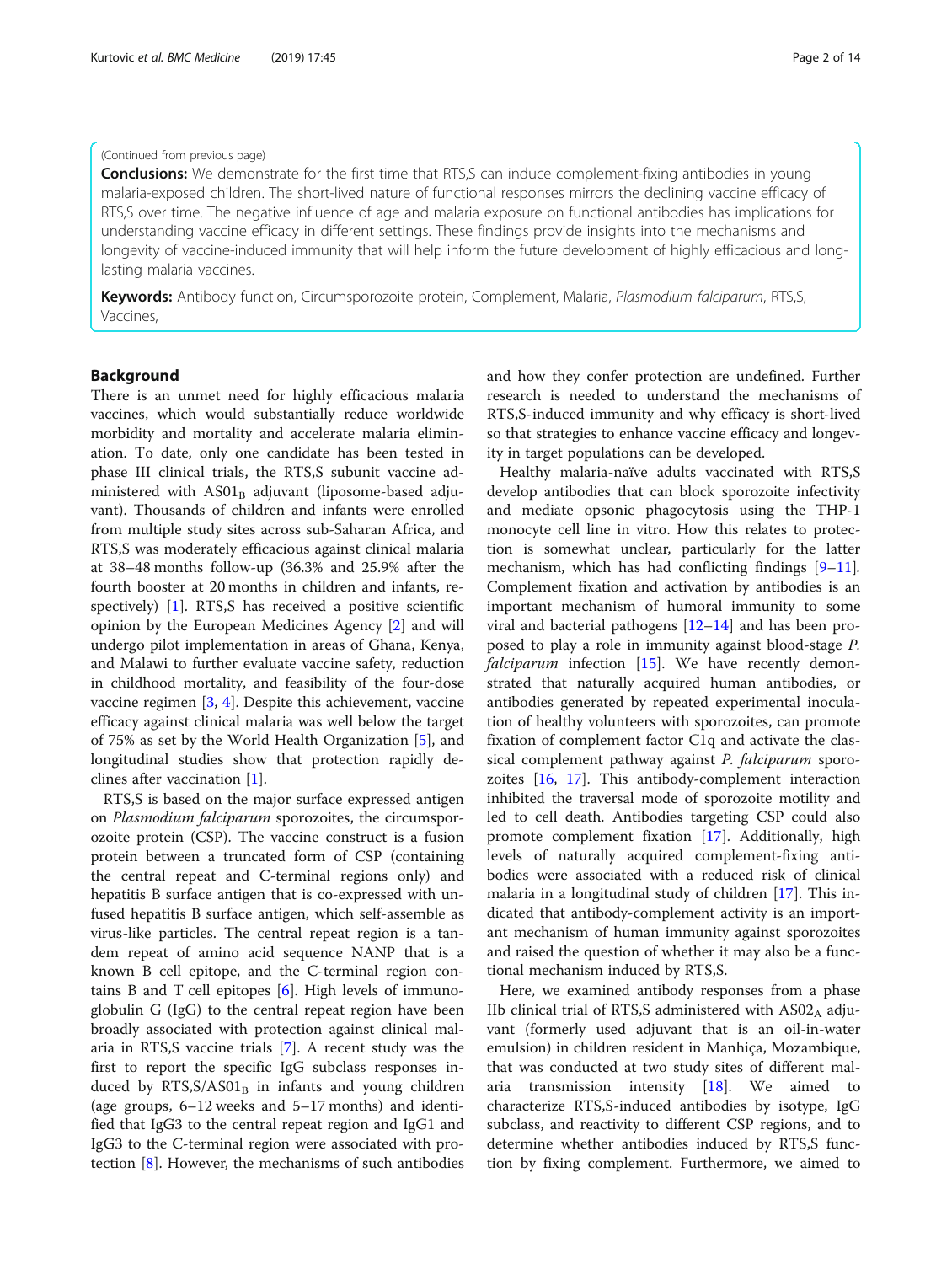(Continued from previous page)

**Conclusions:** We demonstrate for the first time that RTS,S can induce complement-fixing antibodies in young malaria-exposed children. The short-lived nature of functional responses mirrors the declining vaccine efficacy of RTS,S over time. The negative influence of age and malaria exposure on functional antibodies has implications for understanding vaccine efficacy in different settings. These findings provide insights into the mechanisms and longevity of vaccine-induced immunity that will help inform the future development of highly efficacious and long-lasting malaria vaccines.

**Keywords:** Antibody function, Circumsporozoite protein, Complement, Malaria, *Plasmodium falciparum*, RTS,S, Vaccines,

## Background

There is an unmet need for highly efficacious malaria vaccines, which would substantially reduce worldwide morbidity and mortality and accelerate malaria elimination. To date, only one candidate has been tested in phase III clinical trials, the RTS,S subunit vaccine administered with $AS01_B$ adjuvant (liposome-based adjuvant). Thousands of children and infants were enrolled from multiple study sites across sub-Saharan Africa, and RTS,S was moderately efficacious against clinical malaria at 38–48 months follow-up (36.3% and 25.9% after the fourth booster at 20 months in children and infants, respectively) [1]. RTS,S has received a positive scientific opinion by the European Medicines Agency [2] and will undergo pilot implementation in areas of Ghana, Kenya, and Malawi to further evaluate vaccine safety, reduction in childhood mortality, and feasibility of the four-dose vaccine regimen [3, 4]. Despite this achievement, vaccine efficacy against clinical malaria was well below the target of 75% as set by the World Health Organization [5], and longitudinal studies show that protection rapidly declines after vaccination [1].

RTS,S is based on the major surface expressed antigen on *Plasmodium falciparum* sporozoites, the circumsporozoite protein (CSP). The vaccine construct is a fusion protein between a truncated form of CSP (containing the central repeat and C-terminal regions only) and hepatitis B surface antigen that is co-expressed with unfused hepatitis B surface antigen, which self-assemble as virus-like particles. The central repeat region is a tandem repeat of amino acid sequence NANP that is a known B cell epitope, and the C-terminal region contains B and T cell epitopes [6]. High levels of immunoglobulin G (IgG) to the central repeat region have been broadly associated with protection against clinical malaria in RTS,S vaccine trials [7]. A recent study was the first to report the specific IgG subclass responses induced by RTS,S/$AS01_B$ in infants and young children (age groups, 6–12 weeks and 5–17 months) and identified that IgG3 to the central repeat region and IgG1 and IgG3 to the C-terminal region were associated with protection [8]. However, the mechanisms of such antibodies and how they confer protection are undefined. Further research is needed to understand the mechanisms of RTS,S-induced immunity and why efficacy is short-lived so that strategies to enhance vaccine efficacy and longevity in target populations can be developed.

Healthy malaria-naïve adults vaccinated with RTS,S develop antibodies that can block sporozoite infectivity and mediate opsonic phagocytosis using the THP-1 monocyte cell line in vitro. How this relates to protection is somewhat unclear, particularly for the latter mechanism, which has had conflicting findings [9–11]. Complement fixation and activation by antibodies is an important mechanism of humoral immunity to some viral and bacterial pathogens [12–14] and has been proposed to play a role in immunity against blood-stage *P. falciparum* infection [15]. We have recently demonstrated that naturally acquired human antibodies, or antibodies generated by repeated experimental inoculation of healthy volunteers with sporozoites, can promote fixation of complement factor C1q and activate the classical complement pathway against *P. falciparum* sporozoites [16, 17]. This antibody-complement interaction inhibited the traversal mode of sporozoite motility and led to cell death. Antibodies targeting CSP could also promote complement fixation [17]. Additionally, high levels of naturally acquired complement-fixing antibodies were associated with a reduced risk of clinical malaria in a longitudinal study of children [17]. This indicated that antibody-complement activity is an important mechanism of human immunity against sporozoites and raised the question of whether it may also be a functional mechanism induced by RTS,S.

Here, we examined antibody responses from a phase IIb clinical trial of RTS,S administered with $AS02_A$ adjuvant (formerly used adjuvant that is an oil-in-water emulsion) in children resident in Manhiça, Mozambique, that was conducted at two study sites of different malaria transmission intensity [18]. We aimed to characterize RTS,S-induced antibodies by isotype, IgG subclass, and reactivity to different CSP regions, and to determine whether antibodies induced by RTS,S function by fixing complement. Furthermore, we aimed to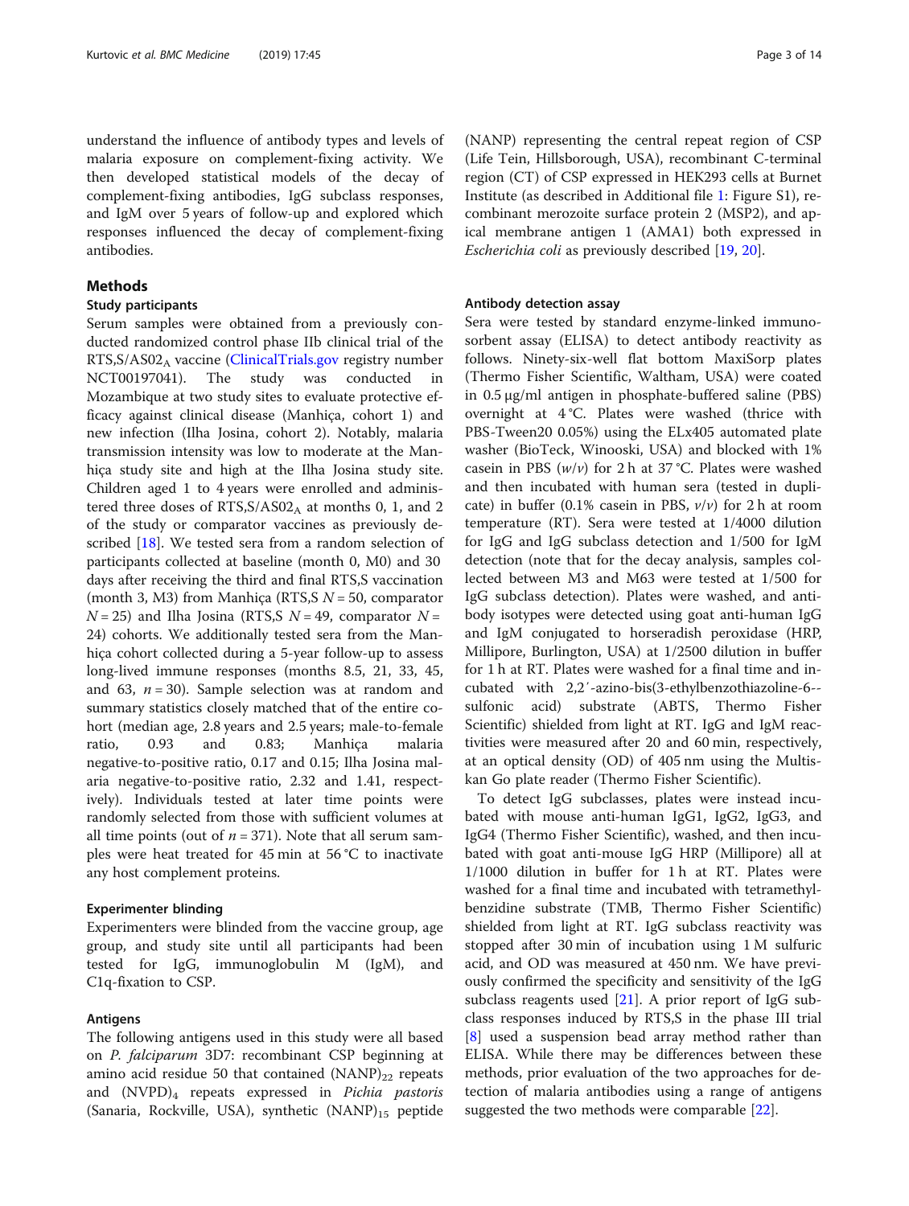understand the influence of antibody types and levels of malaria exposure on complement-fixing activity. We then developed statistical models of the decay of complement-fixing antibodies, IgG subclass responses, and IgM over 5 years of follow-up and explored which responses influenced the decay of complement-fixing antibodies.

## Methods

### Study participants

Serum samples were obtained from a previously conducted randomized control phase IIb clinical trial of the RTS,S/AS02$_A$ vaccine (ClinicalTrials.gov registry number NCT00197041). The study was conducted in Mozambique at two study sites to evaluate protective efficacy against clinical disease (Manhiça, cohort 1) and new infection (Ilha Josina, cohort 2). Notably, malaria transmission intensity was low to moderate at the Manhiça study site and high at the Ilha Josina study site. Children aged 1 to 4 years were enrolled and administered three doses of RTS,S/AS02$_A$ at months 0, 1, and 2 of the study or comparator vaccines as previously described [18]. We tested sera from a random selection of participants collected at baseline (month 0, M0) and 30 days after receiving the third and final RTS,S vaccination (month 3, M3) from Manhiça (RTS,S $N = 50$, comparator $N = 25$) and Ilha Josina (RTS,S $N = 49$, comparator $N = 24$) cohorts. We additionally tested sera from the Manhiça cohort collected during a 5-year follow-up to assess long-lived immune responses (months 8.5, 21, 33, 45, and 63, $n = 30$). Sample selection was at random and summary statistics closely matched that of the entire cohort (median age, 2.8 years and 2.5 years; male-to-female ratio, 0.93 and 0.83; Manhiça malaria negative-to-positive ratio, 0.17 and 0.15; Ilha Josina malaria negative-to-positive ratio, 2.32 and 1.41, respectively). Individuals tested at later time points were randomly selected from those with sufficient volumes at all time points (out of $n = 371$). Note that all serum samples were heat treated for 45 min at 56 °C to inactivate any host complement proteins.

### Experimenter blinding

Experimenters were blinded from the vaccine group, age group, and study site until all participants had been tested for IgG, immunoglobulin M (IgM), and C1q-fixation to CSP.

### Antigens

The following antigens used in this study were all based on *P. falciparum* 3D7: recombinant CSP beginning at amino acid residue 50 that contained (NANP)$_{22}$ repeats and (NVPD)$_4$ repeats expressed in *Pichia pastoris* (Sanaria, Rockville, USA), synthetic (NANP)$_{15}$ peptide (NANP) representing the central repeat region of CSP (Life Tein, Hillsborough, USA), recombinant C-terminal region (CT) of CSP expressed in HEK293 cells at Burnet Institute (as described in Additional file 1: Figure S1), recombinant merozoite surface protein 2 (MSP2), and apical membrane antigen 1 (AMA1) both expressed in *Escherichia coli* as previously described [19, 20].

### Antibody detection assay

Sera were tested by standard enzyme-linked immunosorbent assay (ELISA) to detect antibody reactivity as follows. Ninety-six-well flat bottom MaxiSorp plates (Thermo Fisher Scientific, Waltham, USA) were coated in 0.5 μg/ml antigen in phosphate-buffered saline (PBS) overnight at 4 °C. Plates were washed (thrice with PBS-Tween20 0.05%) using the ELx405 automated plate washer (BioTeck, Winooski, USA) and blocked with 1% casein in PBS (*w*/*v*) for 2 h at 37 °C. Plates were washed and then incubated with human sera (tested in duplicate) in buffer (0.1% casein in PBS, *v*/*v*) for 2 h at room temperature (RT). Sera were tested at 1/4000 dilution for IgG and IgG subclass detection and 1/500 for IgM detection (note that for the decay analysis, samples collected between M3 and M63 were tested at 1/500 for IgG subclass detection). Plates were washed, and antibody isotypes were detected using goat anti-human IgG and IgM conjugated to horseradish peroxidase (HRP, Millipore, Burlington, USA) at 1/2500 dilution in buffer for 1 h at RT. Plates were washed for a final time and incubated with 2,2′-azino-bis(3-ethylbenzothiazoline-6--sulfonic acid) substrate (ABTS, Thermo Fisher Scientific) shielded from light at RT. IgG and IgM reactivities were measured after 20 and 60 min, respectively, at an optical density (OD) of 405 nm using the Multiskan Go plate reader (Thermo Fisher Scientific).

To detect IgG subclasses, plates were instead incubated with mouse anti-human IgG1, IgG2, IgG3, and IgG4 (Thermo Fisher Scientific), washed, and then incubated with goat anti-mouse IgG HRP (Millipore) all at 1/1000 dilution in buffer for 1 h at RT. Plates were washed for a final time and incubated with tetramethylbenzidine substrate (TMB, Thermo Fisher Scientific) shielded from light at RT. IgG subclass reactivity was stopped after 30 min of incubation using 1 M sulfuric acid, and OD was measured at 450 nm. We have previously confirmed the specificity and sensitivity of the IgG subclass reagents used [21]. A prior report of IgG subclass responses induced by RTS,S in the phase III trial [8] used a suspension bead array method rather than ELISA. While there may be differences between these methods, prior evaluation of the two approaches for detection of malaria antibodies using a range of antigens suggested the two methods were comparable [22].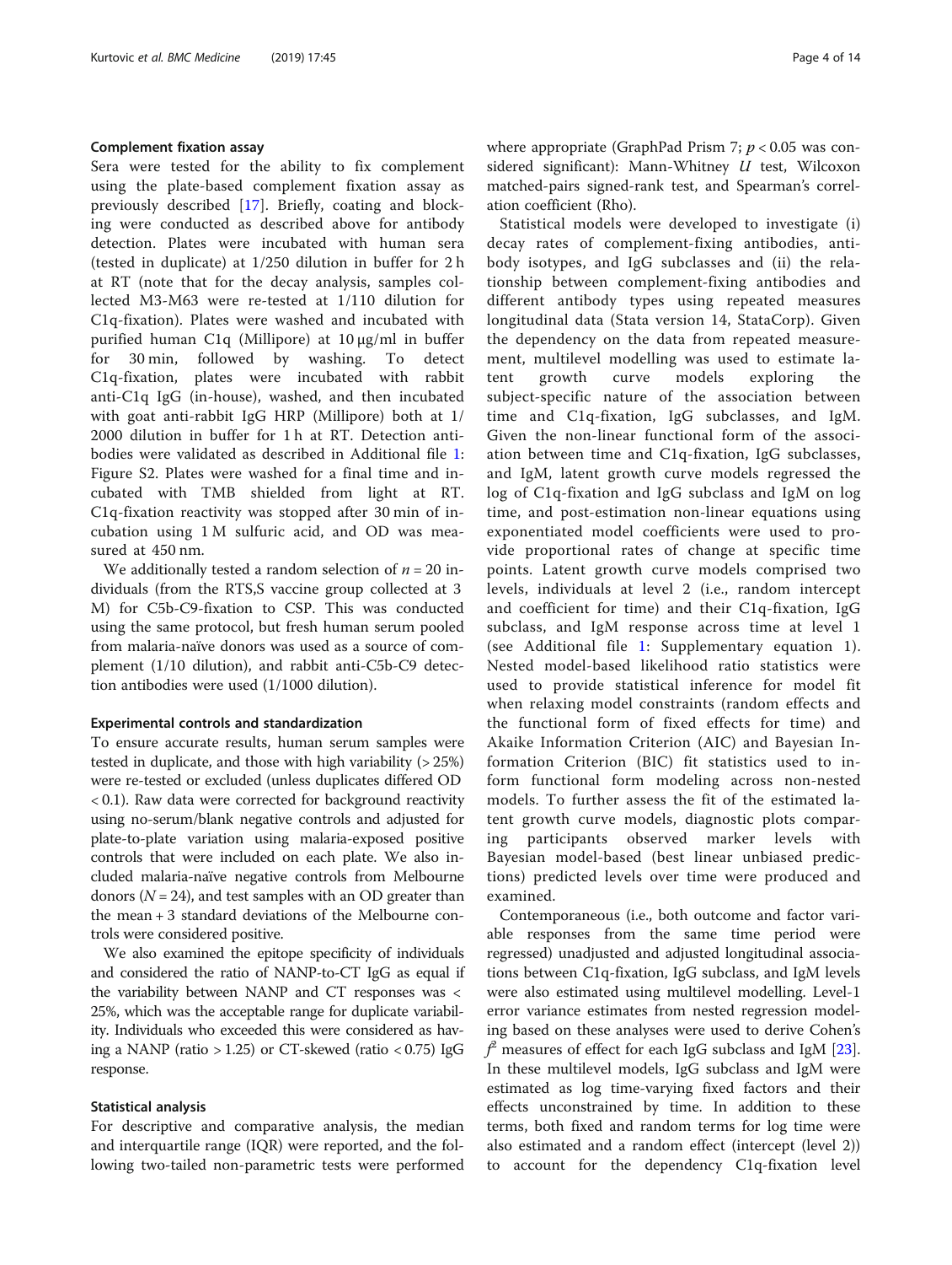#### Complement fixation assay

Sera were tested for the ability to fix complement using the plate-based complement fixation assay as previously described [17]. Briefly, coating and blocking were conducted as described above for antibody detection. Plates were incubated with human sera (tested in duplicate) at 1/250 dilution in buffer for 2 h at RT (note that for the decay analysis, samples collected M3-M63 were re-tested at 1/110 dilution for C1q-fixation). Plates were washed and incubated with purified human C1q (Millipore) at 10 μg/ml in buffer for 30 min, followed by washing. To detect C1q-fixation, plates were incubated with rabbit anti-C1q IgG (in-house), washed, and then incubated with goat anti-rabbit IgG HRP (Millipore) both at 1/2000 dilution in buffer for 1 h at RT. Detection antibodies were validated as described in Additional file 1: Figure S2. Plates were washed for a final time and incubated with TMB shielded from light at RT. C1q-fixation reactivity was stopped after 30 min of incubation using 1 M sulfuric acid, and OD was measured at 450 nm.

We additionally tested a random selection of $n = 20$ individuals (from the RTS,S vaccine group collected at 3 M) for C5b-C9-fixation to CSP. This was conducted using the same protocol, but fresh human serum pooled from malaria-naïve donors was used as a source of complement (1/10 dilution), and rabbit anti-C5b-C9 detection antibodies were used (1/1000 dilution).

#### Experimental controls and standardization

To ensure accurate results, human serum samples were tested in duplicate, and those with high variability (> 25%) were re-tested or excluded (unless duplicates differed OD < 0.1). Raw data were corrected for background reactivity using no-serum/blank negative controls and adjusted for plate-to-plate variation using malaria-exposed positive controls that were included on each plate. We also included malaria-naïve negative controls from Melbourne donors ($N = 24$), and test samples with an OD greater than the mean + 3 standard deviations of the Melbourne controls were considered positive.

We also examined the epitope specificity of individuals and considered the ratio of NANP-to-CT IgG as equal if the variability between NANP and CT responses was < 25%, which was the acceptable range for duplicate variability. Individuals who exceeded this were considered as having a NANP (ratio > 1.25) or CT-skewed (ratio < 0.75) IgG response.

#### Statistical analysis

For descriptive and comparative analysis, the median and interquartile range (IQR) were reported, and the following two-tailed non-parametric tests were performed where appropriate (GraphPad Prism 7; $p < 0.05$ was considered significant): Mann-Whitney *U* test, Wilcoxon matched-pairs signed-rank test, and Spearman's correlation coefficient (Rho).

Statistical models were developed to investigate (i) decay rates of complement-fixing antibodies, antibody isotypes, and IgG subclasses and (ii) the relationship between complement-fixing antibodies and different antibody types using repeated measures longitudinal data (Stata version 14, StataCorp). Given the dependency on the data from repeated measurement, multilevel modelling was used to estimate latent growth curve models exploring the subject-specific nature of the association between time and C1q-fixation, IgG subclasses, and IgM. Given the non-linear functional form of the association between time and C1q-fixation, IgG subclasses, and IgM, latent growth curve models regressed the log of C1q-fixation and IgG subclass and IgM on log time, and post-estimation non-linear equations using exponentiated model coefficients were used to provide proportional rates of change at specific time points. Latent growth curve models comprised two levels, individuals at level 2 (i.e., random intercept and coefficient for time) and their C1q-fixation, IgG subclass, and IgM response across time at level 1 (see Additional file 1: Supplementary equation 1). Nested model-based likelihood ratio statistics were used to provide statistical inference for model fit when relaxing model constraints (random effects and the functional form of fixed effects for time) and Akaike Information Criterion (AIC) and Bayesian Information Criterion (BIC) fit statistics used to inform functional form modeling across non-nested models. To further assess the fit of the estimated latent growth curve models, diagnostic plots comparing participants observed marker levels with Bayesian model-based (best linear unbiased predictions) predicted levels over time were produced and examined.

Contemporaneous (i.e., both outcome and factor variable responses from the same time period were regressed) unadjusted and adjusted longitudinal associations between C1q-fixation, IgG subclass, and IgM levels were also estimated using multilevel modelling. Level-1 error variance estimates from nested regression modeling based on these analyses were used to derive Cohen's $f^2$ measures of effect for each IgG subclass and IgM [23]. In these multilevel models, IgG subclass and IgM were estimated as log time-varying fixed factors and their effects unconstrained by time. In addition to these terms, both fixed and random terms for log time were also estimated and a random effect (intercept (level 2)) to account for the dependency C1q-fixation level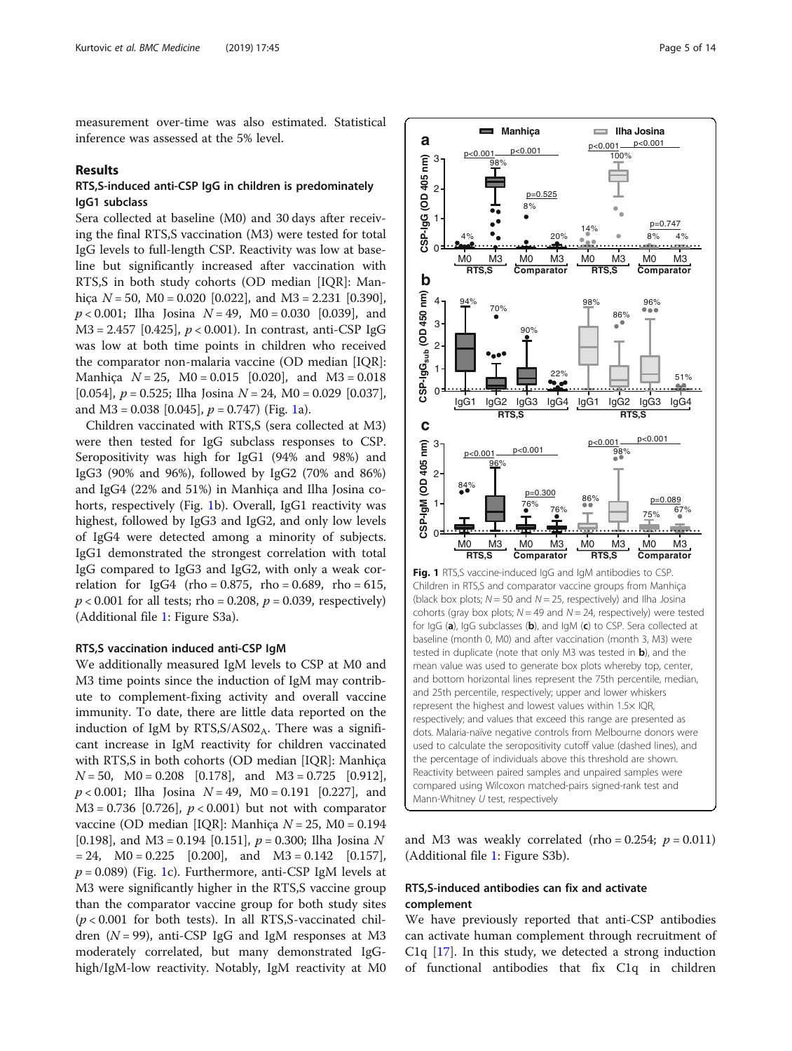measurement over-time was also estimated. Statistical inference was assessed at the 5% level.

## Results

### RTS,S-induced anti-CSP IgG in children is predominately IgG1 subclass

Sera collected at baseline (M0) and 30 days after receiving the final RTS,S vaccination (M3) were tested for total IgG levels to full-length CSP. Reactivity was low at baseline but significantly increased after vaccination with RTS,S in both study cohorts (OD median [IQR]: Manhiça $N = 50$, M0 = 0.020 [0.022], and M3 = 2.231 [0.390], $p < 0.001$; Ilha Josina $N = 49$, M0 = 0.030 [0.039], and M3 = 2.457 [0.425], $p < 0.001$). In contrast, anti-CSP IgG was low at both time points in children who received the comparator non-malaria vaccine (OD median [IQR]: Manhiça $N = 25$, M0 = 0.015 [0.020], and M3 = 0.018 [0.054], $p = 0.525$; Ilha Josina $N = 24$, M0 = 0.029 [0.037], and M3 = 0.038 [0.045], $p = 0.747$) (Fig. 1a).

Children vaccinated with RTS,S (sera collected at M3) were then tested for IgG subclass responses to CSP. Seropositivity was high for IgG1 (94% and 98%) and IgG3 (90% and 96%), followed by IgG2 (70% and 86%) and IgG4 (22% and 51%) in Manhiça and Ilha Josina cohorts, respectively (Fig. 1b). Overall, IgG1 reactivity was highest, followed by IgG3 and IgG2, and only low levels of IgG4 were detected among a minority of subjects. IgG1 demonstrated the strongest correlation with total IgG compared to IgG3 and IgG2, with only a weak correlation for IgG4 (rho = 0.875, rho = 0.689, rho = 615, $p < 0.001$ for all tests; rho = 0.208, $p = 0.039$, respectively) (Additional file 1: Figure S3a).

### RTS,S vaccination induced anti-CSP IgM

We additionally measured IgM levels to CSP at M0 and M3 time points since the induction of IgM may contribute to complement-fixing activity and overall vaccine immunity. To date, there are little data reported on the induction of IgM by RTS,S/$AS02_A$. There was a significant increase in IgM reactivity for children vaccinated with RTS,S in both cohorts (OD median [IQR]: Manhiça $N = 50$, M0 = 0.208 [0.178], and M3 = 0.725 [0.912], $p < 0.001$; Ilha Josina $N = 49$, M0 = 0.191 [0.227], and M3 = 0.736 [0.726], $p < 0.001$) but not with comparator vaccine (OD median [IQR]: Manhiça $N = 25$, M0 = 0.194 [0.198], and M3 = 0.194 [0.151], $p = 0.300$; Ilha Josina $N = 24$, M0 = 0.225 [0.200], and M3 = 0.142 [0.157], $p = 0.089$) (Fig. 1c). Furthermore, anti-CSP IgM levels at M3 were significantly higher in the RTS,S vaccine group than the comparator vaccine group for both study sites ($p < 0.001$ for both tests). In all RTS,S-vaccinated children ($N = 99$), anti-CSP IgG and IgM responses at M3 moderately correlated, but many demonstrated IgG-high/IgM-low reactivity. Notably, IgM reactivity at M0 and M3 was weakly correlated (rho = 0.254; $p = 0.011$) (Additional file 1: Figure S3b).

**Fig. 1** RTS,S vaccine-induced IgG and IgM antibodies to CSP. Children in RTS,S and comparator vaccine groups from Manhiça (black box plots; $N = 50$ and $N = 25$, respectively) and Ilha Josina cohorts (gray box plots; $N = 49$ and $N = 24$, respectively) were tested for IgG (**a**), IgG subclasses (**b**), and IgM (**c**) to CSP. Sera collected at baseline (month 0, M0) and after vaccination (month 3, M3) were tested in duplicate (note that only M3 was tested in **b**), and the mean value was used to generate box plots whereby top, center, and bottom horizontal lines represent the 75th percentile, median, and 25th percentile, respectively; upper and lower whiskers represent the highest and lowest values within 1.5× IQR, respectively; and values that exceed this range are presented as dots. Malaria-naïve negative controls from Melbourne donors were used to calculate the seropositivity cutoff value (dashed lines), and the percentage of individuals above this threshold are shown. Reactivity between paired samples and unpaired samples were compared using Wilcoxon matched-pairs signed-rank test and Mann-Whitney *U* test, respectively

### RTS,S-induced antibodies can fix and activate complement

We have previously reported that anti-CSP antibodies can activate human complement through recruitment of C1q [17]. In this study, we detected a strong induction of functional antibodies that fix C1q in children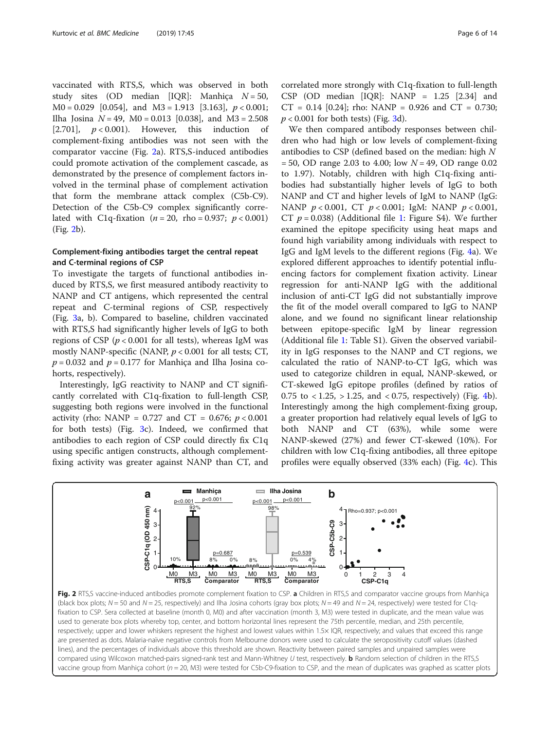vaccinated with RTS,S, which was observed in both study sites (OD median [IQR]: Manhiça $N = 50$, M0 = 0.029 [0.054], and M3 = 1.913 [3.163], $p < 0.001$; Ilha Josina $N = 49$, M0 = 0.013 [0.038], and M3 = 2.508 [2.701], $p < 0.001$). However, this induction of complement-fixing antibodies was not seen with the comparator vaccine (Fig. 2a). RTS,S-induced antibodies could promote activation of the complement cascade, as demonstrated by the presence of complement factors involved in the terminal phase of complement activation that form the membrane attack complex (C5b-C9). Detection of the C5b-C9 complex significantly correlated with C1q-fixation ($n = 20$, rho = 0.937; $p < 0.001$) (Fig. 2b).

### Complement-fixing antibodies target the central repeat and C-terminal regions of CSP

To investigate the targets of functional antibodies induced by RTS,S, we first measured antibody reactivity to NANP and CT antigens, which represented the central repeat and C-terminal regions of CSP, respectively (Fig. 3a, b). Compared to baseline, children vaccinated with RTS,S had significantly higher levels of IgG to both regions of CSP ($p < 0.001$ for all tests), whereas IgM was mostly NANP-specific (NANP, $p < 0.001$ for all tests; CT, $p = 0.032$ and $p = 0.177$ for Manhiça and Ilha Josina cohorts, respectively).

Interestingly, IgG reactivity to NANP and CT significantly correlated with C1q-fixation to full-length CSP, suggesting both regions were involved in the functional activity (rho: NANP = 0.727 and CT = 0.676; $p < 0.001$ for both tests) (Fig. 3c). Indeed, we confirmed that antibodies to each region of CSP could directly fix C1q using specific antigen constructs, although complement-fixing activity was greater against NANP than CT, and correlated more strongly with C1q-fixation to full-length CSP (OD median [IQR]: NANP = 1.25 [2.34] and CT = 0.14 [0.24]; rho: NANP = 0.926 and CT = 0.730; $p < 0.001$ for both tests) (Fig. 3d).

We then compared antibody responses between children who had high or low levels of complement-fixing antibodies to CSP (defined based on the median: high $N = 50$, OD range 2.03 to 4.00; low $N = 49$, OD range 0.02 to 1.97). Notably, children with high C1q-fixing antibodies had substantially higher levels of IgG to both NANP and CT and higher levels of IgM to NANP (IgG: NANP $p < 0.001$, CT $p < 0.001$; IgM: NANP $p < 0.001$, CT $p = 0.038$) (Additional file 1: Figure S4). We further examined the epitope specificity using heat maps and found high variability among individuals with respect to IgG and IgM levels to the different regions (Fig. 4a). We explored different approaches to identify potential influencing factors for complement fixation activity. Linear regression for anti-NANP IgG with the additional inclusion of anti-CT IgG did not substantially improve the fit of the model overall compared to IgG to NANP alone, and we found no significant linear relationship between epitope-specific IgM by linear regression (Additional file 1: Table S1). Given the observed variability in IgG responses to the NANP and CT regions, we calculated the ratio of NANP-to-CT IgG, which was used to categorize children in equal, NANP-skewed, or CT-skewed IgG epitope profiles (defined by ratios of 0.75 to < 1.25, > 1.25, and < 0.75, respectively) (Fig. 4b). Interestingly among the high complement-fixing group, a greater proportion had relatively equal levels of IgG to both NANP and CT (63%), while some were NANP-skewed (27%) and fewer CT-skewed (10%). For children with low C1q-fixing antibodies, all three epitope profiles were equally observed (33% each) (Fig. 4c). This

**Fig. 2** RTS,S vaccine-induced antibodies promote complement fixation to CSP. **a** Children in RTS,S and comparator vaccine groups from Manhiça (black box plots; $N = 50$ and $N = 25$, respectively) and Ilha Josina cohorts (gray box plots; $N = 49$ and $N = 24$, respectively) were tested for C1q-fixation to CSP. Sera collected at baseline (month 0, M0) and after vaccination (month 3, M3) were tested in duplicate, and the mean value was used to generate box plots whereby top, center, and bottom horizontal lines represent the 75th percentile, median, and 25th percentile, respectively; upper and lower whiskers represent the highest and lowest values within 1.5× IQR, respectively; and values that exceed this range are presented as dots. Malaria-naïve negative controls from Melbourne donors were used to calculate the seropositivity cutoff values (dashed lines), and the percentages of individuals above this threshold are shown. Reactivity between paired samples and unpaired samples were compared using Wilcoxon matched-pairs signed-rank test and Mann-Whitney $U$ test, respectively. **b** Random selection of children in the RTS,S vaccine group from Manhiça cohort ($n = 20$, M3) were tested for C5b-C9-fixation to CSP, and the mean of duplicates was graphed as scatter plots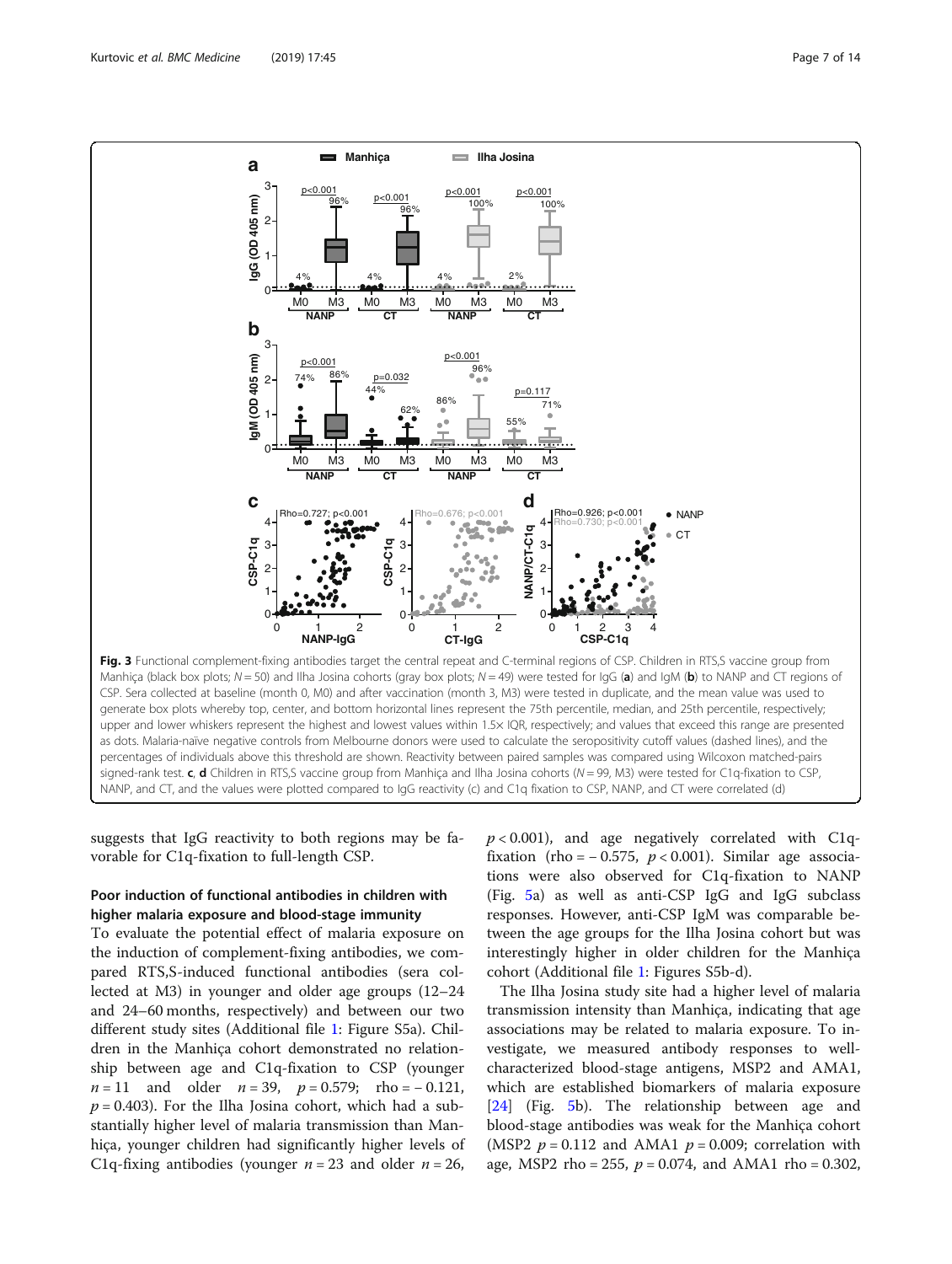Fig. 3 Functional complement-fixing antibodies target the central repeat and C-terminal regions of CSP. Children in RTS,S vaccine group from Manhiça (black box plots; $N = 50$) and Ilha Josina cohorts (gray box plots; $N = 49$) were tested for IgG (**a**) and IgM (**b**) to NANP and CT regions of CSP. Sera collected at baseline (month 0, M0) and after vaccination (month 3, M3) were tested in duplicate, and the mean value was used to generate box plots whereby top, center, and bottom horizontal lines represent the 75th percentile, median, and 25th percentile, respectively; upper and lower whiskers represent the highest and lowest values within 1.5× IQR, respectively; and values that exceed this range are presented as dots. Malaria-naïve negative controls from Melbourne donors were used to calculate the seropositivity cutoff values (dashed lines), and the percentages of individuals above this threshold are shown. Reactivity between paired samples was compared using Wilcoxon matched-pairs signed-rank test. **c**, **d** Children in RTS,S vaccine group from Manhiça and Ilha Josina cohorts ($N = 99$, M3) were tested for C1q-fixation to CSP, NANP, and CT, and the values were plotted compared to IgG reactivity (c) and C1q fixation to CSP, NANP, and CT were correlated (d)

suggests that IgG reactivity to both regions may be favorable for C1q-fixation to full-length CSP.

## Poor induction of functional antibodies in children with higher malaria exposure and blood-stage immunity

To evaluate the potential effect of malaria exposure on the induction of complement-fixing antibodies, we compared RTS,S-induced functional antibodies (sera collected at M3) in younger and older age groups (12–24 and 24–60 months, respectively) and between our two different study sites (Additional file 1: Figure S5a). Children in the Manhiça cohort demonstrated no relationship between age and C1q-fixation to CSP (younger $n = 11$ and older $n = 39$, $p = 0.579$; rho = − 0.121, $p = 0.403$). For the Ilha Josina cohort, which had a substantially higher level of malaria transmission than Manhiça, younger children had significantly higher levels of C1q-fixing antibodies (younger $n = 23$ and older $n = 26$, $p < 0.001$), and age negatively correlated with C1q-fixation (rho = − 0.575, $p < 0.001$). Similar age associations were also observed for C1q-fixation to NANP (Fig. 5a) as well as anti-CSP IgG and IgG subclass responses. However, anti-CSP IgM was comparable between the age groups for the Ilha Josina cohort but was interestingly higher in older children for the Manhiça cohort (Additional file 1: Figures S5b-d).

The Ilha Josina study site had a higher level of malaria transmission intensity than Manhiça, indicating that age associations may be related to malaria exposure. To investigate, we measured antibody responses to well-characterized blood-stage antigens, MSP2 and AMA1, which are established biomarkers of malaria exposure [24] (Fig. 5b). The relationship between age and blood-stage antibodies was weak for the Manhiça cohort (MSP2 $p = 0.112$ and AMA1 $p = 0.009$; correlation with age, MSP2 rho = 255, $p = 0.074$, and AMA1 rho = 0.302,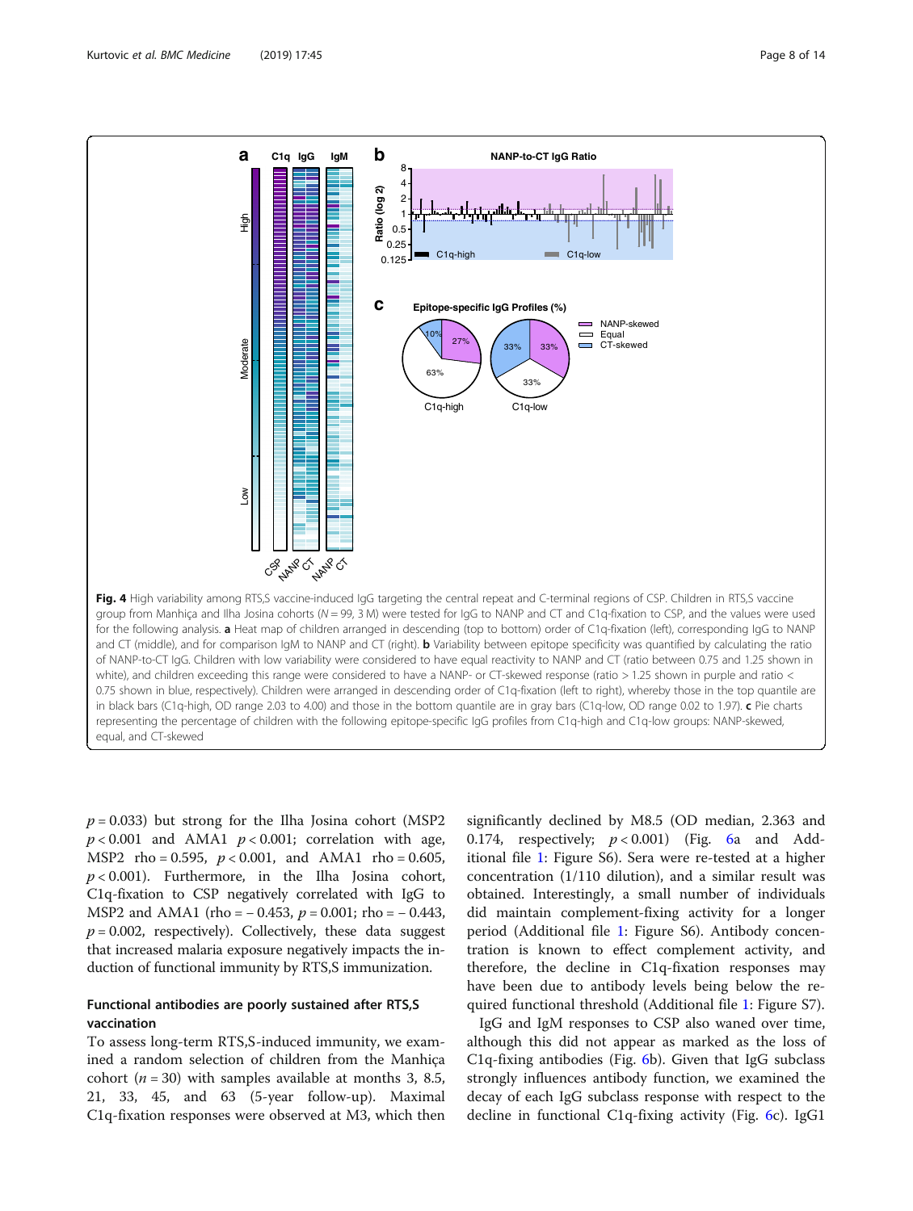**Fig. 4** High variability among RTS,S vaccine-induced IgG targeting the central repeat and C-terminal regions of CSP. Children in RTS,S vaccine group from Manhiça and Ilha Josina cohorts ($N = 99$, 3 M) were tested for IgG to NANP and CT and C1q-fixation to CSP, and the values were used for the following analysis. **a** Heat map of children arranged in descending (top to bottom) order of C1q-fixation (left), corresponding IgG to NANP and CT (middle), and for comparison IgM to NANP and CT (right). **b** Variability between epitope specificity was quantified by calculating the ratio of NANP-to-CT IgG. Children with low variability were considered to have equal reactivity to NANP and CT (ratio between 0.75 and 1.25 shown in white), and children exceeding this range were considered to have a NANP- or CT-skewed response (ratio > 1.25 shown in purple and ratio < 0.75 shown in blue, respectively). Children were arranged in descending order of C1q-fixation (left to right), whereby those in the top quantile are in black bars (C1q-high, OD range 2.03 to 4.00) and those in the bottom quantile are in gray bars (C1q-low, OD range 0.02 to 1.97). **c** Pie charts representing the percentage of children with the following epitope-specific IgG profiles from C1q-high and C1q-low groups: NANP-skewed, equal, and CT-skewed

$p = 0.033$) but strong for the Ilha Josina cohort (MSP2 $p < 0.001$ and AMA1 $p < 0.001$; correlation with age, MSP2 rho = 0.595, $p < 0.001$, and AMA1 rho = 0.605, $p < 0.001$). Furthermore, in the Ilha Josina cohort, C1q-fixation to CSP negatively correlated with IgG to MSP2 and AMA1 (rho = − 0.453, $p = 0.001$; rho = − 0.443, $p = 0.002$, respectively). Collectively, these data suggest that increased malaria exposure negatively impacts the induction of functional immunity by RTS,S immunization.

### Functional antibodies are poorly sustained after RTS,S vaccination

To assess long-term RTS,S-induced immunity, we examined a random selection of children from the Manhiça cohort ($n = 30$) with samples available at months 3, 8.5, 21, 33, 45, and 63 (5-year follow-up). Maximal C1q-fixation responses were observed at M3, which then significantly declined by M8.5 (OD median, 2.363 and 0.174, respectively; $p < 0.001$) (Fig. 6a and Additional file 1: Figure S6). Sera were re-tested at a higher concentration (1/110 dilution), and a similar result was obtained. Interestingly, a small number of individuals did maintain complement-fixing activity for a longer period (Additional file 1: Figure S6). Antibody concentration is known to effect complement activity, and therefore, the decline in C1q-fixation responses may have been due to antibody levels being below the required functional threshold (Additional file 1: Figure S7).

IgG and IgM responses to CSP also waned over time, although this did not appear as marked as the loss of C1q-fixing antibodies (Fig. 6b). Given that IgG subclass strongly influences antibody function, we examined the decay of each IgG subclass response with respect to the decline in functional C1q-fixing activity (Fig. 6c). IgG1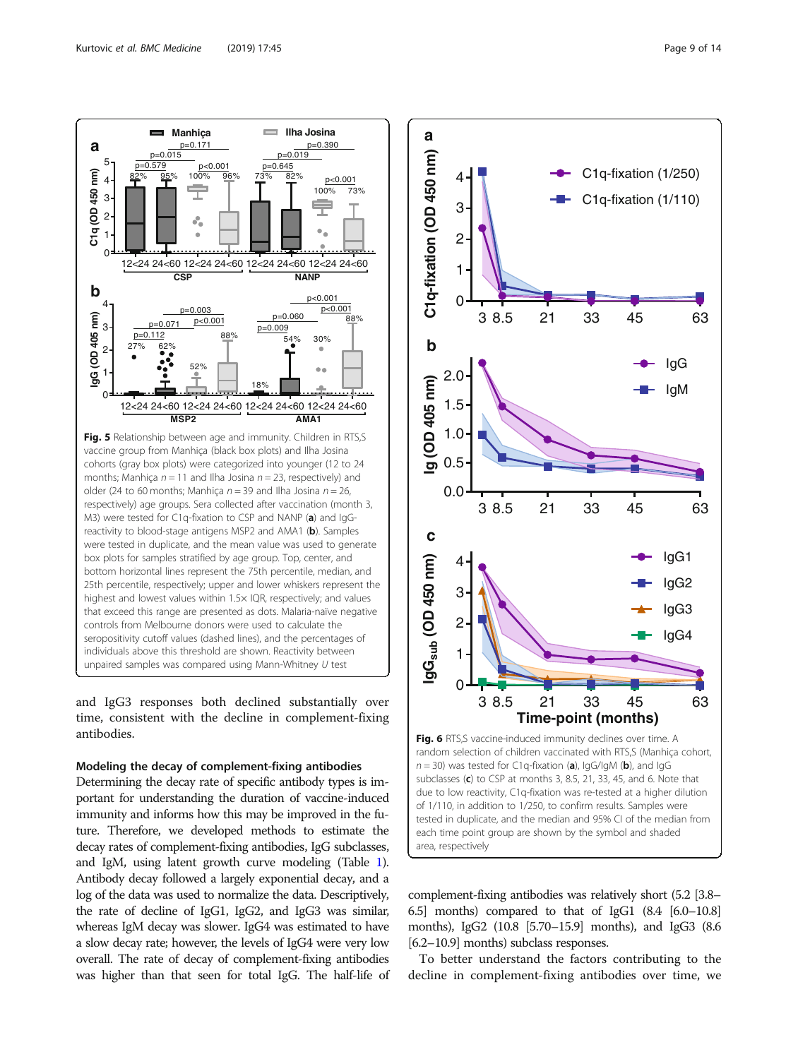**Fig. 5** Relationship between age and immunity. Children in RTS,S vaccine group from Manhiça (black box plots) and Ilha Josina cohorts (gray box plots) were categorized into younger (12 to 24 months; Manhiça $n = 11$ and Ilha Josina $n = 23$, respectively) and older (24 to 60 months; Manhiça $n = 39$ and Ilha Josina $n = 26$, respectively) age groups. Sera collected after vaccination (month 3, M3) were tested for C1q-fixation to CSP and NANP (**a**) and IgG-reactivity to blood-stage antigens MSP2 and AMA1 (**b**). Samples were tested in duplicate, and the mean value was used to generate box plots for samples stratified by age group. Top, center, and bottom horizontal lines represent the 75th percentile, median, and 25th percentile, respectively; upper and lower whiskers represent the highest and lowest values within 1.5× IQR, respectively; and values that exceed this range are presented as dots. Malaria-naïve negative controls from Melbourne donors were used to calculate the seropositivity cutoff values (dashed lines), and the percentages of individuals above this threshold are shown. Reactivity between unpaired samples was compared using Mann-Whitney *U* test

**Fig. 6** RTS,S vaccine-induced immunity declines over time. A random selection of children vaccinated with RTS,S (Manhiça cohort, $n = 30$) was tested for C1q-fixation (**a**), IgG/IgM (**b**), and IgG subclasses (**c**) to CSP at months 3, 8.5, 21, 33, 45, and 6. Note that due to low reactivity, C1q-fixation was re-tested at a higher dilution of 1/110, in addition to 1/250, to confirm results. Samples were tested in duplicate, and the median and 95% CI of the median from each time point group are shown by the symbol and shaded area, respectively

and IgG3 responses both declined substantially over time, consistent with the decline in complement-fixing antibodies.

### Modeling the decay of complement-fixing antibodies

Determining the decay rate of specific antibody types is important for understanding the duration of vaccine-induced immunity and informs how this may be improved in the future. Therefore, we developed methods to estimate the decay rates of complement-fixing antibodies, IgG subclasses, and IgM, using latent growth curve modeling (Table 1). Antibody decay followed a largely exponential decay, and a log of the data was used to normalize the data. Descriptively, the rate of decline of IgG1, IgG2, and IgG3 was similar, whereas IgM decay was slower. IgG4 was estimated to have a slow decay rate; however, the levels of IgG4 were very low overall. The rate of decay of complement-fixing antibodies was higher than that seen for total IgG. The half-life of complement-fixing antibodies was relatively short (5.2 [3.8–6.5] months) compared to that of IgG1 (8.4 [6.0–10.8] months), IgG2 (10.8 [5.70–15.9] months), and IgG3 (8.6 [6.2–10.9] months) subclass responses.

To better understand the factors contributing to the decline in complement-fixing antibodies over time, we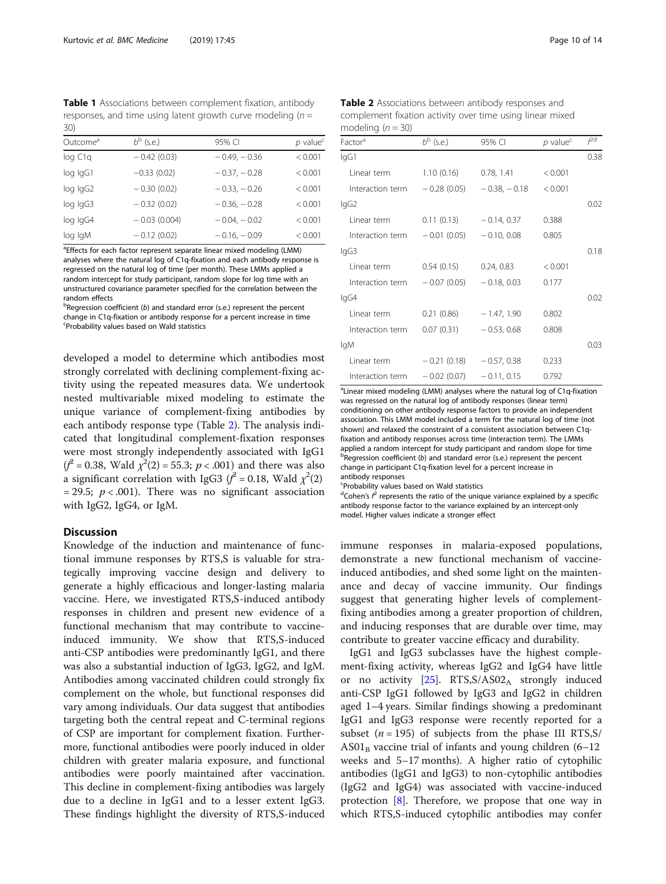**Table 1** Associations between complement fixation, antibody responses, and time using latent growth curve modeling ($n$ = 30)

| Outcome[a] | $b$[b] (s.e.) | 95% CI | $p$ value[c] |
|---|---|---|---|
| log C1q | − 0.42 (0.03) | − 0.49, − 0.36 | < 0.001 |
| log IgG1 | −0.33 (0.02) | − 0.37, − 0.28 | < 0.001 |
| log IgG2 | − 0.30 (0.02) | − 0.33, − 0.26 | < 0.001 |
| log IgG3 | − 0.32 (0.02) | − 0.36, − 0.28 | < 0.001 |
| log IgG4 | − 0.03 (0.004) | − 0.04, − 0.02 | < 0.001 |
| log IgM | − 0.12 (0.02) | − 0.16, − 0.09 | < 0.001 |

[a]Effects for each factor represent separate linear mixed modeling (LMM) analyses where the natural log of C1q-fixation and each antibody response is regressed on the natural log of time (per month). These LMMs applied a random intercept for study participant, random slope for log time with an unstructured covariance parameter specified for the correlation between the random effects
[b]Regression coefficient ($b$) and standard error (s.e.) represent the percent change in C1q-fixation or antibody response for a percent increase in time
[c]Probability values based on Wald statistics

**Table 2** Associations between antibody responses and complement fixation activity over time using linear mixed modeling ($n$ = 30)

| Factor[a] | $b$[b] (s.e.) | 95% CI | $p$ value[c] | $f^2$[d] |
|---|---|---|---|---|
| IgG1 | | | | 0.38 |
| Linear term | 1.10 (0.16) | 0.78, 1.41 | < 0.001 | |
| Interaction term | − 0.28 (0.05) | − 0.38, − 0.18 | < 0.001 | |
| IgG2 | | | | 0.02 |
| Linear term | 0.11 (0.13) | − 0.14, 0.37 | 0.388 | |
| Interaction term | − 0.01 (0.05) | − 0.10, 0.08 | 0.805 | |
| IgG3 | | | | 0.18 |
| Linear term | 0.54 (0.15) | 0.24, 0.83 | < 0.001 | |
| Interaction term | − 0.07 (0.05) | − 0.18, 0.03 | 0.177 | |
| IgG4 | | | | 0.02 |
| Linear term | 0.21 (0.86) | − 1.47, 1.90 | 0.802 | |
| Interaction term | 0.07 (0.31) | − 0.53, 0.68 | 0.808 | |
| IgM | | | | 0.03 |
| Linear term | − 0.21 (0.18) | − 0.57, 0.38 | 0.233 | |
| Interaction term | − 0.02 (0.07) | − 0.11, 0.15 | 0.792 | |

[a]Linear mixed modeling (LMM) analyses where the natural log of C1q-fixation was regressed on the natural log of antibody responses (linear term) conditioning on other antibody response factors to provide an independent association. This LMM model included a term for the natural log of time (not shown) and relaxed the constraint of a consistent association between C1q-fixation and antibody responses across time (interaction term). The LMMs applied a random intercept for study participant and random slope for time
[b]Regression coefficient ($b$) and standard error (s.e.) represent the percent change in participant C1q-fixation level for a percent increase in antibody responses
[c]Probability values based on Wald statistics
[d]Cohen's $f^2$ represents the ratio of the unique variance explained by a specific antibody response factor to the variance explained by an intercept-only model. Higher values indicate a stronger effect

developed a model to determine which antibodies most strongly correlated with declining complement-fixing activity using the repeated measures data. We undertook nested multivariable mixed modeling to estimate the unique variance of complement-fixing antibodies by each antibody response type (Table 2). The analysis indicated that longitudinal complement-fixation responses were most strongly independently associated with IgG1 ($f^2 = 0.38$, Wald $\chi^2(2) = 55.3$; $p < .001$) and there was also a significant correlation with IgG3 ($f^2 = 0.18$, Wald $\chi^2(2) = 29.5$; $p < .001$). There was no significant association with IgG2, IgG4, or IgM.

## Discussion

Knowledge of the induction and maintenance of functional immune responses by RTS,S is valuable for strategically improving vaccine design and delivery to generate a highly efficacious and longer-lasting malaria vaccine. Here, we investigated RTS,S-induced antibody responses in children and present new evidence of a functional mechanism that may contribute to vaccine-induced immunity. We show that RTS,S-induced anti-CSP antibodies were predominantly IgG1, and there was also a substantial induction of IgG3, IgG2, and IgM. Antibodies among vaccinated children could strongly fix complement on the whole, but functional responses did vary among individuals. Our data suggest that antibodies targeting both the central repeat and C-terminal regions of CSP are important for complement fixation. Furthermore, functional antibodies were poorly induced in older children with greater malaria exposure, and functional antibodies were poorly maintained after vaccination. This decline in complement-fixing antibodies was largely due to a decline in IgG1 and to a lesser extent IgG3. These findings highlight the diversity of RTS,S-induced immune responses in malaria-exposed populations, demonstrate a new functional mechanism of vaccine-induced antibodies, and shed some light on the maintenance and decay of vaccine immunity. Our findings suggest that generating higher levels of complement-fixing antibodies among a greater proportion of children, and inducing responses that are durable over time, may contribute to greater vaccine efficacy and durability.

IgG1 and IgG3 subclasses have the highest complement-fixing activity, whereas IgG2 and IgG4 have little or no activity [25]. RTS,S/$AS02_A$ strongly induced anti-CSP IgG1 followed by IgG3 and IgG2 in children aged 1–4 years. Similar findings showing a predominant IgG1 and IgG3 response were recently reported for a subset ($n$ = 195) of subjects from the phase III RTS,S/$AS01_B$ vaccine trial of infants and young children (6–12 weeks and 5–17 months). A higher ratio of cytophilic antibodies (IgG1 and IgG3) to non-cytophilic antibodies (IgG2 and IgG4) was associated with vaccine-induced protection [8]. Therefore, we propose that one way in which RTS,S-induced cytophilic antibodies may confer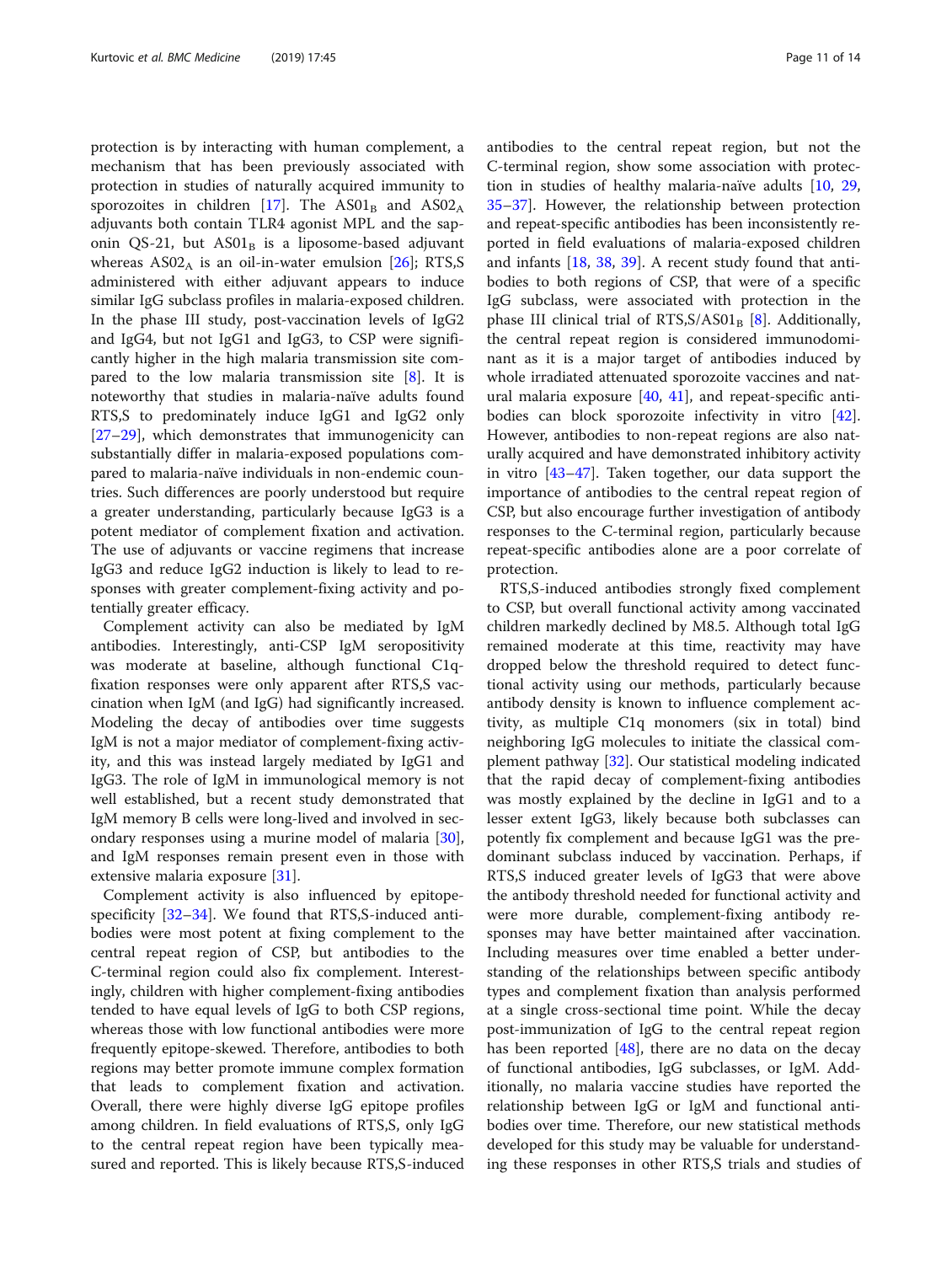protection is by interacting with human complement, a mechanism that has been previously associated with protection in studies of naturally acquired immunity to sporozoites in children [17]. The $AS01_B$ and $AS02_A$ adjuvants both contain TLR4 agonist MPL and the saponin QS-21, but $AS01_B$ is a liposome-based adjuvant whereas $AS02_A$ is an oil-in-water emulsion [26]; RTS,S administered with either adjuvant appears to induce similar IgG subclass profiles in malaria-exposed children. In the phase III study, post-vaccination levels of IgG2 and IgG4, but not IgG1 and IgG3, to CSP were significantly higher in the high malaria transmission site compared to the low malaria transmission site [8]. It is noteworthy that studies in malaria-naïve adults found RTS,S to predominately induce IgG1 and IgG2 only [27–29], which demonstrates that immunogenicity can substantially differ in malaria-exposed populations compared to malaria-naïve individuals in non-endemic countries. Such differences are poorly understood but require a greater understanding, particularly because IgG3 is a potent mediator of complement fixation and activation. The use of adjuvants or vaccine regimens that increase IgG3 and reduce IgG2 induction is likely to lead to responses with greater complement-fixing activity and potentially greater efficacy.

Complement activity can also be mediated by IgM antibodies. Interestingly, anti-CSP IgM seropositivity was moderate at baseline, although functional C1q-fixation responses were only apparent after RTS,S vaccination when IgM (and IgG) had significantly increased. Modeling the decay of antibodies over time suggests IgM is not a major mediator of complement-fixing activity, and this was instead largely mediated by IgG1 and IgG3. The role of IgM in immunological memory is not well established, but a recent study demonstrated that IgM memory B cells were long-lived and involved in secondary responses using a murine model of malaria [30], and IgM responses remain present even in those with extensive malaria exposure [31].

Complement activity is also influenced by epitope-specificity [32–34]. We found that RTS,S-induced antibodies were most potent at fixing complement to the central repeat region of CSP, but antibodies to the C-terminal region could also fix complement. Interestingly, children with higher complement-fixing antibodies tended to have equal levels of IgG to both CSP regions, whereas those with low functional antibodies were more frequently epitope-skewed. Therefore, antibodies to both regions may better promote immune complex formation that leads to complement fixation and activation. Overall, there were highly diverse IgG epitope profiles among children. In field evaluations of RTS,S, only IgG to the central repeat region have been typically measured and reported. This is likely because RTS,S-induced antibodies to the central repeat region, but not the C-terminal region, show some association with protection in studies of healthy malaria-naïve adults [10, 29, 35–37]. However, the relationship between protection and repeat-specific antibodies has been inconsistently reported in field evaluations of malaria-exposed children and infants [18, 38, 39]. A recent study found that antibodies to both regions of CSP, that were of a specific IgG subclass, were associated with protection in the phase III clinical trial of RTS,S/$AS01_B$ [8]. Additionally, the central repeat region is considered immunodominant as it is a major target of antibodies induced by whole irradiated attenuated sporozoite vaccines and natural malaria exposure [40, 41], and repeat-specific antibodies can block sporozoite infectivity in vitro [42]. However, antibodies to non-repeat regions are also naturally acquired and have demonstrated inhibitory activity in vitro [43–47]. Taken together, our data support the importance of antibodies to the central repeat region of CSP, but also encourage further investigation of antibody responses to the C-terminal region, particularly because repeat-specific antibodies alone are a poor correlate of protection.

RTS,S-induced antibodies strongly fixed complement to CSP, but overall functional activity among vaccinated children markedly declined by M8.5. Although total IgG remained moderate at this time, reactivity may have dropped below the threshold required to detect functional activity using our methods, particularly because antibody density is known to influence complement activity, as multiple C1q monomers (six in total) bind neighboring IgG molecules to initiate the classical complement pathway [32]. Our statistical modeling indicated that the rapid decay of complement-fixing antibodies was mostly explained by the decline in IgG1 and to a lesser extent IgG3, likely because both subclasses can potently fix complement and because IgG1 was the predominant subclass induced by vaccination. Perhaps, if RTS,S induced greater levels of IgG3 that were above the antibody threshold needed for functional activity and were more durable, complement-fixing antibody responses may have better maintained after vaccination. Including measures over time enabled a better understanding of the relationships between specific antibody types and complement fixation than analysis performed at a single cross-sectional time point. While the decay post-immunization of IgG to the central repeat region has been reported [48], there are no data on the decay of functional antibodies, IgG subclasses, or IgM. Additionally, no malaria vaccine studies have reported the relationship between IgG or IgM and functional antibodies over time. Therefore, our new statistical methods developed for this study may be valuable for understanding these responses in other RTS,S trials and studies of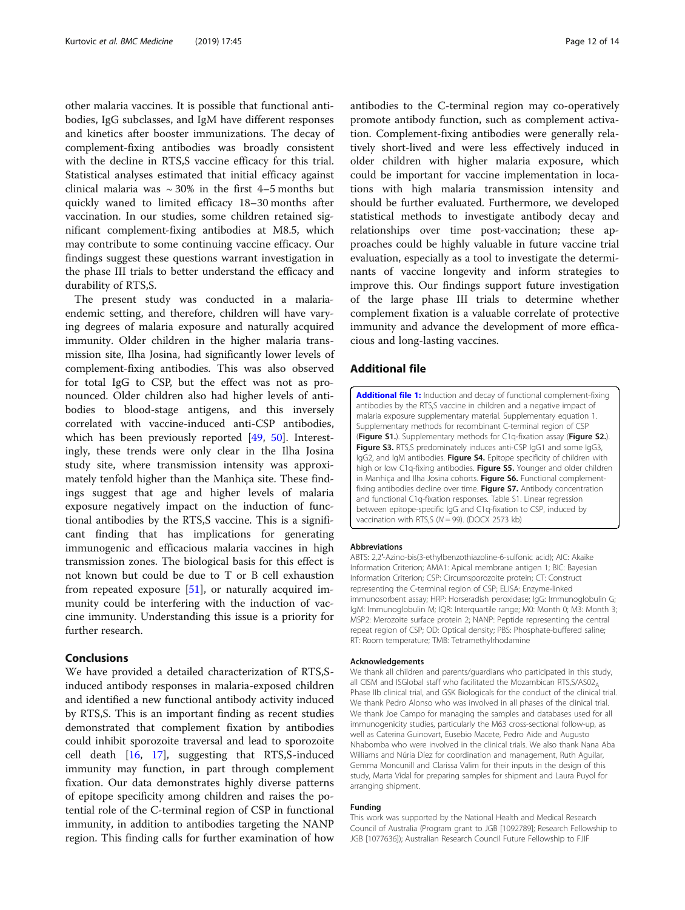other malaria vaccines. It is possible that functional antibodies, IgG subclasses, and IgM have different responses and kinetics after booster immunizations. The decay of complement-fixing antibodies was broadly consistent with the decline in RTS,S vaccine efficacy for this trial. Statistical analyses estimated that initial efficacy against clinical malaria was ~ 30% in the first 4–5 months but quickly waned to limited efficacy 18–30 months after vaccination. In our studies, some children retained significant complement-fixing antibodies at M8.5, which may contribute to some continuing vaccine efficacy. Our findings suggest these questions warrant investigation in the phase III trials to better understand the efficacy and durability of RTS,S.

The present study was conducted in a malaria-endemic setting, and therefore, children will have varying degrees of malaria exposure and naturally acquired immunity. Older children in the higher malaria transmission site, Ilha Josina, had significantly lower levels of complement-fixing antibodies. This was also observed for total IgG to CSP, but the effect was not as pronounced. Older children also had higher levels of antibodies to blood-stage antigens, and this inversely correlated with vaccine-induced anti-CSP antibodies, which has been previously reported [49, 50]. Interestingly, these trends were only clear in the Ilha Josina study site, where transmission intensity was approximately tenfold higher than the Manhiça site. These findings suggest that age and higher levels of malaria exposure negatively impact on the induction of functional antibodies by the RTS,S vaccine. This is a significant finding that has implications for generating immunogenic and efficacious malaria vaccines in high transmission zones. The biological basis for this effect is not known but could be due to T or B cell exhaustion from repeated exposure [51], or naturally acquired immunity could be interfering with the induction of vaccine immunity. Understanding this issue is a priority for further research.

## Conclusions

We have provided a detailed characterization of RTS,S-induced antibody responses in malaria-exposed children and identified a new functional antibody activity induced by RTS,S. This is an important finding as recent studies demonstrated that complement fixation by antibodies could inhibit sporozoite traversal and lead to sporozoite cell death [16, 17], suggesting that RTS,S-induced immunity may function, in part through complement fixation. Our data demonstrates highly diverse patterns of epitope specificity among children and raises the potential role of the C-terminal region of CSP in functional immunity, in addition to antibodies targeting the NANP region. This finding calls for further examination of how antibodies to the C-terminal region may co-operatively promote antibody function, such as complement activation. Complement-fixing antibodies were generally relatively short-lived and were less effectively induced in older children with higher malaria exposure, which could be important for vaccine implementation in locations with high malaria transmission intensity and should be further evaluated. Furthermore, we developed statistical methods to investigate antibody decay and relationships over time post-vaccination; these approaches could be highly valuable in future vaccine trial evaluation, especially as a tool to investigate the determinants of vaccine longevity and inform strategies to improve this. Our findings support future investigation of the large phase III trials to determine whether complement fixation is a valuable correlate of protective immunity and advance the development of more efficacious and long-lasting vaccines.

## Additional file

**Additional file 1:** Induction and decay of functional complement-fixing antibodies by the RTS,S vaccine in children and a negative impact of malaria exposure supplementary material. Supplementary equation 1. Supplementary methods for recombinant C-terminal region of CSP (**Figure S1.**). Supplementary methods for C1q-fixation assay (**Figure S2.**). **Figure S3.** RTS,S predominately induces anti-CSP IgG1 and some IgG3, IgG2, and IgM antibodies. **Figure S4.** Epitope specificity of children with high or low C1q-fixing antibodies. **Figure S5.** Younger and older children in Manhiça and Ilha Josina cohorts. **Figure S6.** Functional complement-fixing antibodies decline over time. **Figure S7.** Antibody concentration and functional C1q-fixation responses. Table S1. Linear regression between epitope-specific IgG and C1q-fixation to CSP, induced by vaccination with RTS,S ($N = 99$). (DOCX 2573 kb)

#### Abbreviations

ABTS: 2,2′-Azino-bis(3-ethylbenzothiazoline-6-sulfonic acid); AIC: Akaike Information Criterion; AMA1: Apical membrane antigen 1; BIC: Bayesian Information Criterion; CSP: Circumsporozoite protein; CT: Construct representing the C-terminal region of CSP; ELISA: Enzyme-linked immunosorbent assay; HRP: Horseradish peroxidase; IgG: Immunoglobulin G; IgM: Immunoglobulin M; IQR: Interquartile range; M0: Month 0; M3: Month 3; MSP2: Merozoite surface protein 2; NANP: Peptide representing the central repeat region of CSP; OD: Optical density; PBS: Phosphate-buffered saline; RT: Room temperature; TMB: Tetramethylrhodamine

#### Acknowledgements

We thank all children and parents/guardians who participated in this study, all CISM and ISGlobal staff who facilitated the Mozambican RTS,S/AS02$_A$ Phase IIb clinical trial, and GSK Biologicals for the conduct of the clinical trial. We thank Pedro Alonso who was involved in all phases of the clinical trial. We thank Joe Campo for managing the samples and databases used for all immunogenicity studies, particularly the M63 cross-sectional follow-up, as well as Caterina Guinovart, Eusebio Macete, Pedro Aide and Augusto Nhabomba who were involved in the clinical trials. We also thank Nana Aba Williams and Núria Díez for coordination and management, Ruth Aguilar, Gemma Moncunill and Clarissa Valim for their inputs in the design of this study, Marta Vidal for preparing samples for shipment and Laura Puyol for arranging shipment.

#### Funding

This work was supported by the National Health and Medical Research Council of Australia (Program grant to JGB [1092789]; Research Fellowship to JGB [1077636]); Australian Research Council Future Fellowship to FJIF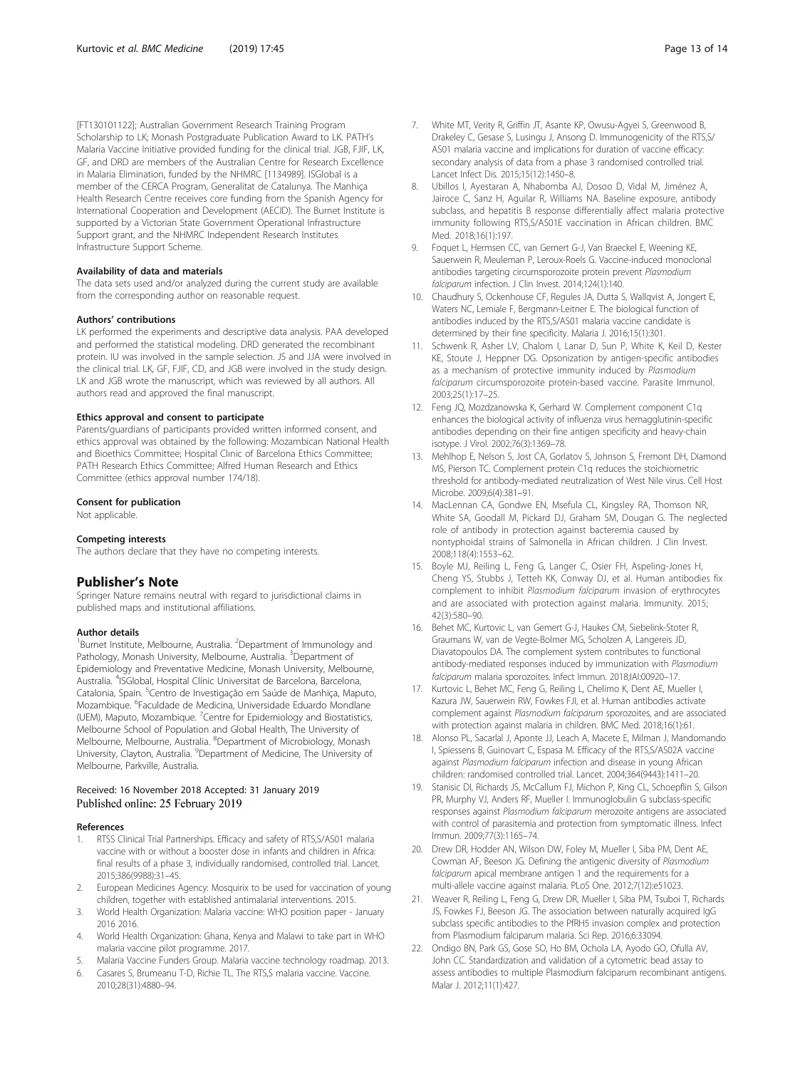[FT130101122]; Australian Government Research Training Program Scholarship to LK; Monash Postgraduate Publication Award to LK. PATH's Malaria Vaccine Initiative provided funding for the clinical trial. JGB, FJIF, LK, GF, and DRD are members of the Australian Centre for Research Excellence in Malaria Elimination, funded by the NHMRC [1134989]. ISGlobal is a member of the CERCA Program, Generalitat de Catalunya. The Manhiça Health Research Centre receives core funding from the Spanish Agency for International Cooperation and Development (AECID). The Burnet Institute is supported by a Victorian State Government Operational Infrastructure Support grant, and the NHMRC Independent Research Institutes Infrastructure Support Scheme.

#### Availability of data and materials

The data sets used and/or analyzed during the current study are available from the corresponding author on reasonable request.

#### Authors' contributions

LK performed the experiments and descriptive data analysis. PAA developed and performed the statistical modeling. DRD generated the recombinant protein. IU was involved in the sample selection. JS and JJA were involved in the clinical trial. LK, GF, FJIF, CD, and JGB were involved in the study design. LK and JGB wrote the manuscript, which was reviewed by all authors. All authors read and approved the final manuscript.

#### Ethics approval and consent to participate

Parents/guardians of participants provided written informed consent, and ethics approval was obtained by the following: Mozambican National Health and Bioethics Committee; Hospital Clinic of Barcelona Ethics Committee; PATH Research Ethics Committee; Alfred Human Research and Ethics Committee (ethics approval number 174/18).

#### Consent for publication

Not applicable.

#### Competing interests

The authors declare that they have no competing interests.

## Publisher's Note

Springer Nature remains neutral with regard to jurisdictional claims in published maps and institutional affiliations.

#### Author details

[1]Burnet Institute, Melbourne, Australia. [2]Department of Immunology and Pathology, Monash University, Melbourne, Australia. [3]Department of Epidemiology and Preventative Medicine, Monash University, Melbourne, Australia. [4]ISGlobal, Hospital Clínic Universitat de Barcelona, Barcelona, Catalonia, Spain. [5]Centro de Investigação em Saúde de Manhiça, Maputo, Mozambique. [6]Faculdade de Medicina, Universidade Eduardo Mondlane (UEM), Maputo, Mozambique. [7]Centre for Epidemiology and Biostatistics, Melbourne School of Population and Global Health, The University of Melbourne, Melbourne, Australia. [8]Department of Microbiology, Monash University, Clayton, Australia. [9]Department of Medicine, The University of Melbourne, Parkville, Australia.

Received: 16 November 2018 Accepted: 31 January 2019
Published online: 25 February 2019

#### References

1. RTSS Clinical Trial Partnerships. Efficacy and safety of RTS,S/AS01 malaria vaccine with or without a booster dose in infants and children in Africa: final results of a phase 3, individually randomised, controlled trial. Lancet. 2015;386(9988):31–45.
2. European Medicines Agency: Mosquirix to be used for vaccination of young children, together with established antimalarial interventions. 2015.
3. World Health Organization: Malaria vaccine: WHO position paper - January 2016 2016.
4. World Health Organization: Ghana, Kenya and Malawi to take part in WHO malaria vaccine pilot programme. 2017.
5. Malaria Vaccine Funders Group. Malaria vaccine technology roadmap. 2013.
6. Casares S, Brumeanu T-D, Richie TL. The RTS,S malaria vaccine. Vaccine. 2010;28(31):4880–94.
7. White MT, Verity R, Griffin JT, Asante KP, Owusu-Agyei S, Greenwood B, Drakeley C, Gesase S, Lusingu J, Ansong D. Immunogenicity of the RTS,S/AS01 malaria vaccine and implications for duration of vaccine efficacy: secondary analysis of data from a phase 3 randomised controlled trial. Lancet Infect Dis. 2015;15(12):1450–8.
8. Ubillos I, Ayestaran A, Nhabomba AJ, Dosoo D, Vidal M, Jiménez A, Jairoce C, Sanz H, Aguilar R, Williams NA. Baseline exposure, antibody subclass, and hepatitis B response differentially affect malaria protective immunity following RTS,S/AS01E vaccination in African children. BMC Med. 2018;16(1):197.
9. Foquet L, Hermsen CC, van Gemert G-J, Van Braeckel E, Weening KE, Sauerwein R, Meuleman P, Leroux-Roels G. Vaccine-induced monoclonal antibodies targeting circumsporozoite protein prevent *Plasmodium falciparum* infection. J Clin Invest. 2014;124(1):140.
10. Chaudhury S, Ockenhouse CF, Regules JA, Dutta S, Wallqvist A, Jongert E, Waters NC, Lemiale F, Bergmann-Leitner E. The biological function of antibodies induced by the RTS,S/AS01 malaria vaccine candidate is determined by their fine specificity. Malaria J. 2016;15(1):301.
11. Schwenk R, Asher LV, Chalom I, Lanar D, Sun P, White K, Keil D, Kester KE, Stoute J, Heppner DG. Opsonization by antigen-specific antibodies as a mechanism of protective immunity induced by *Plasmodium falciparum* circumsporozoite protein-based vaccine. Parasite Immunol. 2003;25(1):17–25.
12. Feng JQ, Mozdzanowska K, Gerhard W. Complement component C1q enhances the biological activity of influenza virus hemagglutinin-specific antibodies depending on their fine antigen specificity and heavy-chain isotype. J Virol. 2002;76(3):1369–78.
13. Mehlhop E, Nelson S, Jost CA, Gorlatov S, Johnson S, Fremont DH, Diamond MS, Pierson TC. Complement protein C1q reduces the stoichiometric threshold for antibody-mediated neutralization of West Nile virus. Cell Host Microbe. 2009;6(4):381–91.
14. MacLennan CA, Gondwe EN, Msefula CL, Kingsley RA, Thomson NR, White SA, Goodall M, Pickard DJ, Graham SM, Dougan G. The neglected role of antibody in protection against bacteremia caused by nontyphoidal strains of Salmonella in African children. J Clin Invest. 2008;118(4):1553–62.
15. Boyle MJ, Reiling L, Feng G, Langer C, Osier FH, Aspeling-Jones H, Cheng YS, Stubbs J, Tetteh KK, Conway DJ, et al. Human antibodies fix complement to inhibit *Plasmodium falciparum* invasion of erythrocytes and are associated with protection against malaria. Immunity. 2015; 42(3):580–90.
16. Behet MC, Kurtovic L, van Gemert G-J, Haukes CM, Siebelink-Stoter R, Graumans W, van de Vegte-Bolmer MG, Scholzen A, Langereis JD, Diavatopoulos DA. The complement system contributes to functional antibody-mediated responses induced by immunization with *Plasmodium falciparum* malaria sporozoites. Infect Immun. 2018;IAI:00920–17.
17. Kurtovic L, Behet MC, Feng G, Reiling L, Chelimo K, Dent AE, Mueller I, Kazura JW, Sauerwein RW, Fowkes FJI, et al. Human antibodies activate complement against *Plasmodium falciparum* sporozoites, and are associated with protection against malaria in children. BMC Med. 2018;16(1):61.
18. Alonso PL, Sacarlal J, Aponte JJ, Leach A, Macete E, Milman J, Mandomando I, Spiessens B, Guinovart C, Espasa M. Efficacy of the RTS,S/AS02A vaccine against *Plasmodium falciparum* infection and disease in young African children: randomised controlled trial. Lancet. 2004;364(9443):1411–20.
19. Stanisic DI, Richards JS, McCallum FJ, Michon P, King CL, Schoepflin S, Gilson PR, Murphy VJ, Anders RF, Mueller I. Immunoglobulin G subclass-specific responses against *Plasmodium falciparum* merozoite antigens are associated with control of parasitemia and protection from symptomatic illness. Infect Immun. 2009;77(3):1165–74.
20. Drew DR, Hodder AN, Wilson DW, Foley M, Mueller I, Siba PM, Dent AE, Cowman AF, Beeson JG. Defining the antigenic diversity of *Plasmodium falciparum* apical membrane antigen 1 and the requirements for a multi-allele vaccine against malaria. PLoS One. 2012;7(12):e51023.
21. Weaver R, Reiling L, Feng G, Drew DR, Mueller I, Siba PM, Tsuboi T, Richards JS, Fowkes FJ, Beeson JG. The association between naturally acquired IgG subclass specific antibodies to the PfRH5 invasion complex and protection from Plasmodium falciparum malaria. Sci Rep. 2016;6:33094.
22. Ondigo BN, Park GS, Gose SO, Ho BM, Ochola LA, Ayodo GO, Ofulla AV, John CC. Standardization and validation of a cytometric bead assay to assess antibodies to multiple Plasmodium falciparum recombinant antigens. Malar J. 2012;11(1):427.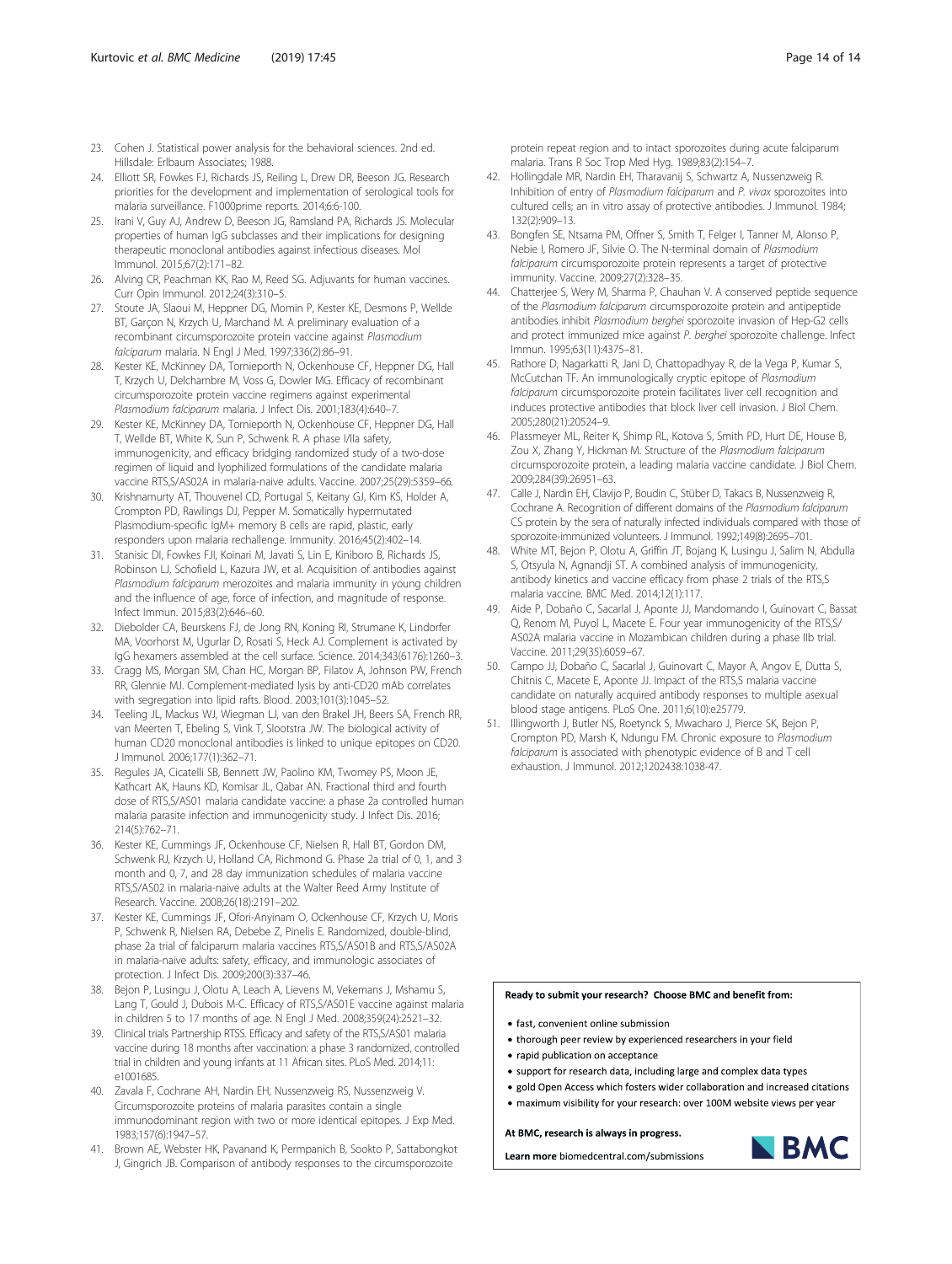23. Cohen J. Statistical power analysis for the behavioral sciences. 2nd ed. Hillsdale: Erlbaum Associates; 1988.
24. Elliott SR, Fowkes FJ, Richards JS, Reiling L, Drew DR, Beeson JG. Research priorities for the development and implementation of serological tools for malaria surveillance. F1000prime reports. 2014;6:6-100.
25. Irani V, Guy AJ, Andrew D, Beeson JG, Ramsland PA, Richards JS. Molecular properties of human IgG subclasses and their implications for designing therapeutic monoclonal antibodies against infectious diseases. Mol Immunol. 2015;67(2):171–82.
26. Alving CR, Peachman KK, Rao M, Reed SG. Adjuvants for human vaccines. Curr Opin Immunol. 2012;24(3):310–5.
27. Stoute JA, Slaoui M, Heppner DG, Momin P, Kester KE, Desmons P, Wellde BT, Garçon N, Krzych U, Marchand M. A preliminary evaluation of a recombinant circumsporozoite protein vaccine against *Plasmodium falciparum* malaria. N Engl J Med. 1997;336(2):86–91.
28. Kester KE, McKinney DA, Tornieporth N, Ockenhouse CF, Heppner DG, Hall T, Krzych U, Delchambre M, Voss G, Dowler MG. Efficacy of recombinant circumsporozoite protein vaccine regimens against experimental *Plasmodium falciparum* malaria. J Infect Dis. 2001;183(4):640–7.
29. Kester KE, McKinney DA, Tornieporth N, Ockenhouse CF, Heppner DG, Hall T, Wellde BT, White K, Sun P, Schwenk R. A phase I/IIa safety, immunogenicity, and efficacy bridging randomized study of a two-dose regimen of liquid and lyophilized formulations of the candidate malaria vaccine RTS,S/AS02A in malaria-naive adults. Vaccine. 2007;25(29):5359–66.
30. Krishnamurty AT, Thouvenel CD, Portugal S, Keitany GJ, Kim KS, Holder A, Crompton PD, Rawlings DJ, Pepper M. Somatically hypermutated Plasmodium-specific IgM+ memory B cells are rapid, plastic, early responders upon malaria rechallenge. Immunity. 2016;45(2):402–14.
31. Stanisic DI, Fowkes FJI, Koinari M, Javati S, Lin E, Kiniboro B, Richards JS, Robinson LJ, Schofield L, Kazura JW, et al. Acquisition of antibodies against *Plasmodium falciparum* merozoites and malaria immunity in young children and the influence of age, force of infection, and magnitude of response. Infect Immun. 2015;83(2):646–60.
32. Diebolder CA, Beurskens FJ, de Jong RN, Koning RI, Strumane K, Lindorfer MA, Voorhorst M, Ugurlar D, Rosati S, Heck AJ. Complement is activated by IgG hexamers assembled at the cell surface. Science. 2014;343(6176):1260–3.
33. Cragg MS, Morgan SM, Chan HC, Morgan BP, Filatov A, Johnson PW, French RR, Glennie MJ. Complement-mediated lysis by anti-CD20 mAb correlates with segregation into lipid rafts. Blood. 2003;101(3):1045–52.
34. Teeling JL, Mackus WJ, Wiegman LJ, van den Brakel JH, Beers SA, French RR, van Meerten T, Ebeling S, Vink T, Slootstra JW. The biological activity of human CD20 monoclonal antibodies is linked to unique epitopes on CD20. J Immunol. 2006;177(1):362–71.
35. Regules JA, Cicatelli SB, Bennett JW, Paolino KM, Twomey PS, Moon JE, Kathcart AK, Hauns KD, Komisar JL, Qabar AN. Fractional third and fourth dose of RTS,S/AS01 malaria candidate vaccine: a phase 2a controlled human malaria parasite infection and immunogenicity study. J Infect Dis. 2016; 214(5):762–71.
36. Kester KE, Cummings JF, Ockenhouse CF, Nielsen R, Hall BT, Gordon DM, Schwenk RJ, Krzych U, Holland CA, Richmond G. Phase 2a trial of 0, 1, and 3 month and 0, 7, and 28 day immunization schedules of malaria vaccine RTS,S/AS02 in malaria-naive adults at the Walter Reed Army Institute of Research. Vaccine. 2008;26(18):2191–202.
37. Kester KE, Cummings JF, Ofori-Anyinam O, Ockenhouse CF, Krzych U, Moris P, Schwenk R, Nielsen RA, Debebe Z, Pinelis E. Randomized, double-blind, phase 2a trial of falciparum malaria vaccines RTS,S/AS01B and RTS,S/AS02A in malaria-naive adults: safety, efficacy, and immunologic associates of protection. J Infect Dis. 2009;200(3):337–46.
38. Bejon P, Lusingu J, Olotu A, Leach A, Lievens M, Vekemans J, Mshamu S, Lang T, Gould J, Dubois M-C. Efficacy of RTS,S/AS01E vaccine against malaria in children 5 to 17 months of age. N Engl J Med. 2008;359(24):2521–32.
39. Clinical trials Partnership RTSS. Efficacy and safety of the RTS,S/AS01 malaria vaccine during 18 months after vaccination: a phase 3 randomized, controlled trial in children and young infants at 11 African sites. PLoS Med. 2014;11: e1001685.
40. Zavala F, Cochrane AH, Nardin EH, Nussenzweig RS, Nussenzweig V. Circumsporozoite proteins of malaria parasites contain a single immunodominant region with two or more identical epitopes. J Exp Med. 1983;157(6):1947–57.
41. Brown AE, Webster HK, Pavanand K, Permpanich B, Sookto P, Sattabongkot J, Gingrich JB. Comparison of antibody responses to the circumsporozoite protein repeat region and to intact sporozoites during acute falciparum malaria. Trans R Soc Trop Med Hyg. 1989;83(2):154–7.
42. Hollingdale MR, Nardin EH, Tharavanij S, Schwartz A, Nussenzweig R. Inhibition of entry of *Plasmodium falciparum* and *P. vivax* sporozoites into cultured cells; an in vitro assay of protective antibodies. J Immunol. 1984; 132(2):909–13.
43. Bongfen SE, Ntsama PM, Offner S, Smith T, Felger I, Tanner M, Alonso P, Nebie I, Romero JF, Silvie O. The N-terminal domain of *Plasmodium falciparum* circumsporozoite protein represents a target of protective immunity. Vaccine. 2009;27(2):328–35.
44. Chatterjee S, Wery M, Sharma P, Chauhan V. A conserved peptide sequence of the *Plasmodium falciparum* circumsporozoite protein and antipeptide antibodies inhibit *Plasmodium berghei* sporozoite invasion of Hep-G2 cells and protect immunized mice against *P. berghei* sporozoite challenge. Infect Immun. 1995;63(11):4375–81.
45. Rathore D, Nagarkatti R, Jani D, Chattopadhyay R, de la Vega P, Kumar S, McCutchan TF. An immunologically cryptic epitope of *Plasmodium falciparum* circumsporozoite protein facilitates liver cell recognition and induces protective antibodies that block liver cell invasion. J Biol Chem. 2005;280(21):20524–9.
46. Plassmeyer ML, Reiter K, Shimp RL, Kotova S, Smith PD, Hurt DE, House B, Zou X, Zhang Y, Hickman M. Structure of the *Plasmodium falciparum* circumsporozoite protein, a leading malaria vaccine candidate. J Biol Chem. 2009;284(39):26951–63.
47. Calle J, Nardin EH, Clavijo P, Boudin C, Stüber D, Takacs B, Nussenzweig R, Cochrane A. Recognition of different domains of the *Plasmodium falciparum* CS protein by the sera of naturally infected individuals compared with those of sporozoite-immunized volunteers. J Immunol. 1992;149(8):2695–701.
48. White MT, Bejon P, Olotu A, Griffin JT, Bojang K, Lusingu J, Salim N, Abdulla S, Otsyula N, Agnandji ST. A combined analysis of immunogenicity, antibody kinetics and vaccine efficacy from phase 2 trials of the RTS,S malaria vaccine. BMC Med. 2014;12(1):117.
49. Aide P, Dobaño C, Sacarlal J, Aponte JJ, Mandomando I, Guinovart C, Bassat Q, Renom M, Puyol L, Macete E. Four year immunogenicity of the RTS,S/ AS02A malaria vaccine in Mozambican children during a phase IIb trial. Vaccine. 2011;29(35):6059–67.
50. Campo JJ, Dobaño C, Sacarlal J, Guinovart C, Mayor A, Angov E, Dutta S, Chitnis C, Macete E, Aponte JJ. Impact of the RTS,S malaria vaccine candidate on naturally acquired antibody responses to multiple asexual blood stage antigens. PLoS One. 2011;6(10):e25779.
51. Illingworth J, Butler NS, Roetynck S, Mwacharo J, Pierce SK, Bejon P, Crompton PD, Marsh K, Ndungu FM. Chronic exposure to *Plasmodium falciparum* is associated with phenotypic evidence of B and T cell exhaustion. J Immunol. 2012;1202438:1038-47.

**Ready to submit your research? Choose BMC and benefit from:**

- fast, convenient online submission
- thorough peer review by experienced researchers in your field
- rapid publication on acceptance
- support for research data, including large and complex data types
- gold Open Access which fosters wider collaboration and increased citations
- maximum visibility for your research: over 100M website views per year

**At BMC, research is always in progress.**

**Learn more** biomedcentral.com/submissions

BMC